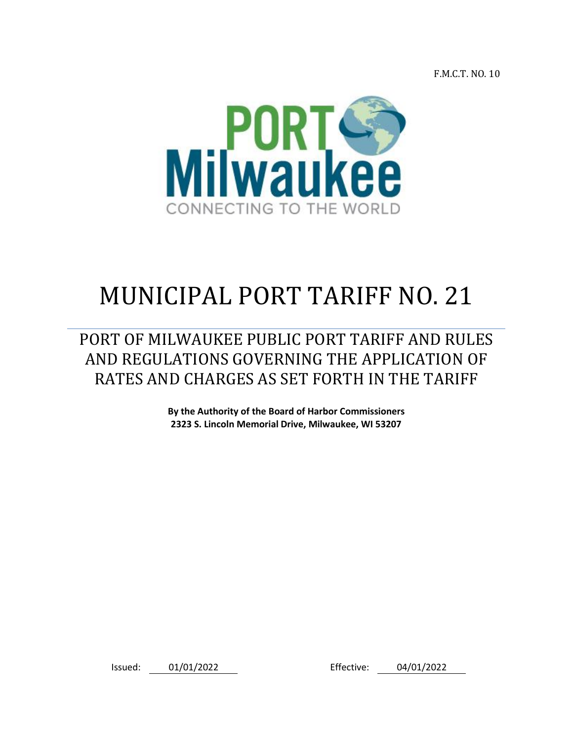F.M.C.T. NO. 10

PORT Milwaukee

CONNECTING TO THE WORLD

# MUNICIPAL PORT TARIFF NO. 21

## PORT OF MILWAUKEE PUBLIC PORT TARIFF AND RULES AND REGULATIONS GOVERNING THE APPLICATION OF RATES AND CHARGES AS SET FORTH IN THE TARIFF

**By the Authority of the Board of Harbor Commissioners**
**2323 S. Lincoln Memorial Drive, Milwaukee, WI 53207**

Issued: 01/01/2022 Effective: 04/01/2022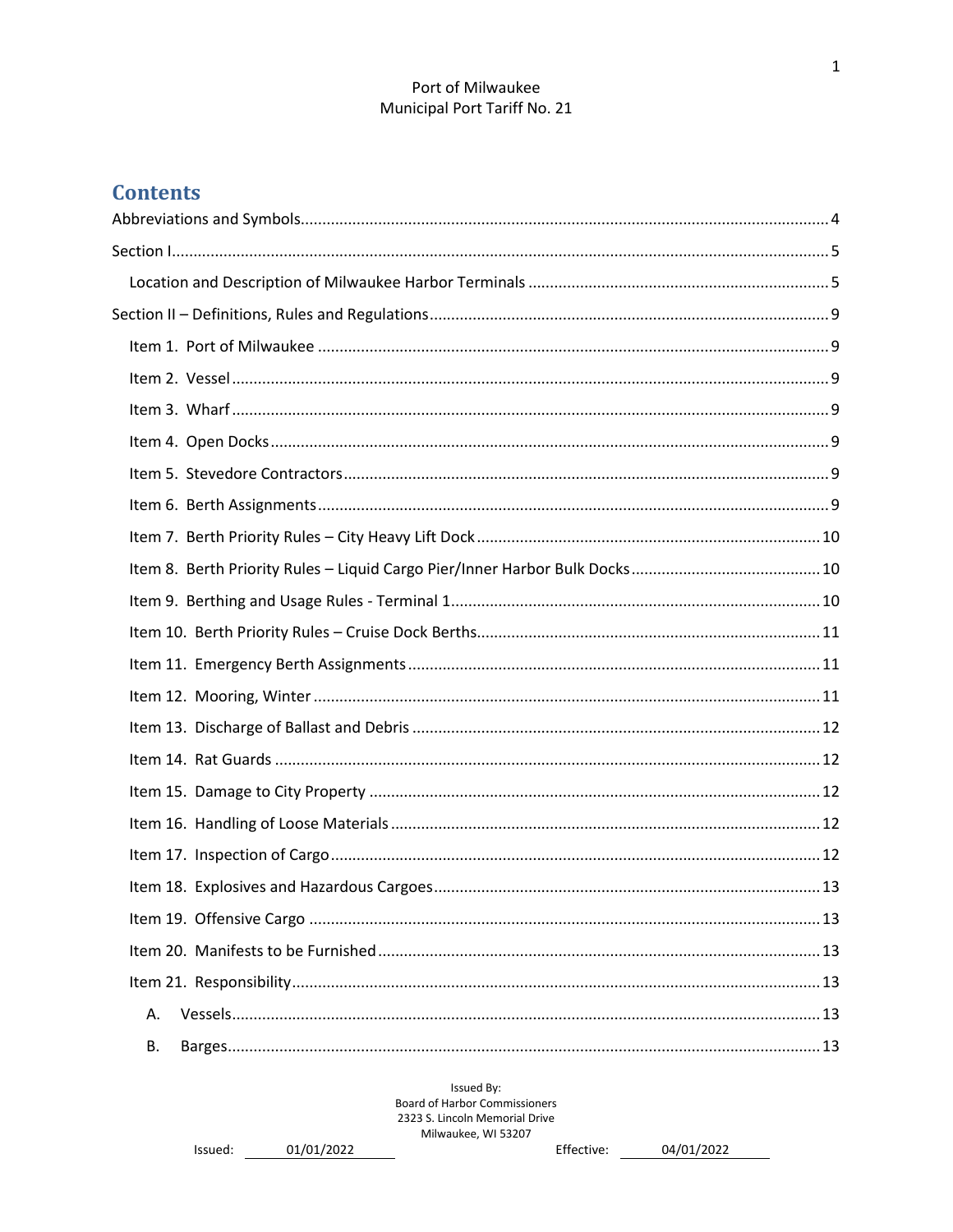# Contents

Abbreviations and Symbols....................4

Section I....................5

- Location and Description of Milwaukee Harbor Terminals....................5

Section II – Definitions, Rules and Regulations....................9

- Item 1. Port of Milwaukee....................9
- Item 2. Vessel....................9
- Item 3. Wharf....................9
- Item 4. Open Docks....................9
- Item 5. Stevedore Contractors....................9
- Item 6. Berth Assignments....................9
- Item 7. Berth Priority Rules – City Heavy Lift Dock....................10
- Item 8. Berth Priority Rules – Liquid Cargo Pier/Inner Harbor Bulk Docks....................10
- Item 9. Berthing and Usage Rules - Terminal 1....................10
- Item 10. Berth Priority Rules – Cruise Dock Berths....................11
- Item 11. Emergency Berth Assignments....................11
- Item 12. Mooring, Winter....................11
- Item 13. Discharge of Ballast and Debris....................12
- Item 14. Rat Guards....................12
- Item 15. Damage to City Property....................12
- Item 16. Handling of Loose Materials....................12
- Item 17. Inspection of Cargo....................12
- Item 18. Explosives and Hazardous Cargoes....................13
- Item 19. Offensive Cargo....................13
- Item 20. Manifests to be Furnished....................13
- Item 21. Responsibility....................13
  - A. Vessels....................13
  - B. Barges....................13

Issued By:
Board of Harbor Commissioners
2323 S. Lincoln Memorial Drive
Milwaukee, WI 53207

Issued: 01/01/2022 Effective: 04/01/2022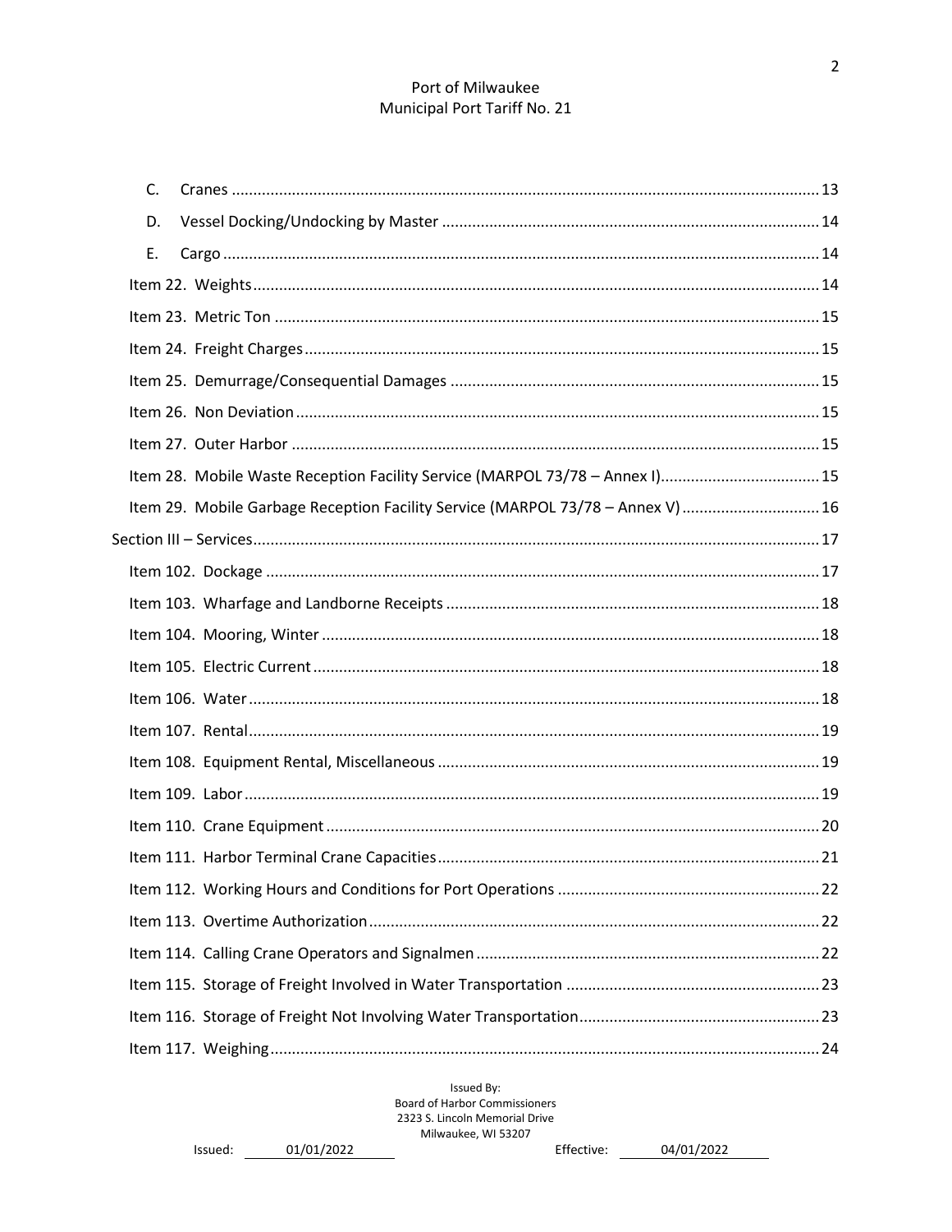C. Cranes ... 13

D. Vessel Docking/Undocking by Master ... 14

E. Cargo ... 14

Item 22. Weights ... 14

Item 23. Metric Ton ... 15

Item 24. Freight Charges ... 15

Item 25. Demurrage/Consequential Damages ... 15

Item 26. Non Deviation ... 15

Item 27. Outer Harbor ... 15

Item 28. Mobile Waste Reception Facility Service (MARPOL 73/78 – Annex I) ... 15

Item 29. Mobile Garbage Reception Facility Service (MARPOL 73/78 – Annex V) ... 16

Section III – Services ... 17

Item 102. Dockage ... 17

Item 103. Wharfage and Landborne Receipts ... 18

Item 104. Mooring, Winter ... 18

Item 105. Electric Current ... 18

Item 106. Water ... 18

Item 107. Rental ... 19

Item 108. Equipment Rental, Miscellaneous ... 19

Item 109. Labor ... 19

Item 110. Crane Equipment ... 20

Item 111. Harbor Terminal Crane Capacities ... 21

Item 112. Working Hours and Conditions for Port Operations ... 22

Item 113. Overtime Authorization ... 22

Item 114. Calling Crane Operators and Signalmen ... 22

Item 115. Storage of Freight Involved in Water Transportation ... 23

Item 116. Storage of Freight Not Involving Water Transportation ... 23

Item 117. Weighing ... 24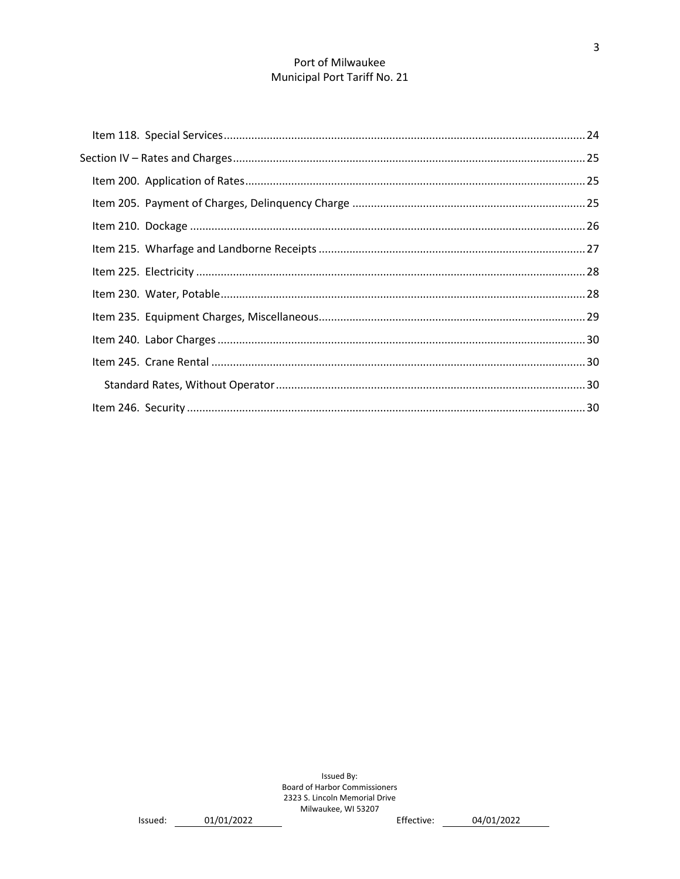- Item 118. Special Services ..... 24
- Section IV – Rates and Charges ..... 25
  - Item 200. Application of Rates ..... 25
  - Item 205. Payment of Charges, Delinquency Charge ..... 25
  - Item 210. Dockage ..... 26
  - Item 215. Wharfage and Landborne Receipts ..... 27
  - Item 225. Electricity ..... 28
  - Item 230. Water, Potable ..... 28
  - Item 235. Equipment Charges, Miscellaneous ..... 29
  - Item 240. Labor Charges ..... 30
  - Item 245. Crane Rental ..... 30
    - Standard Rates, Without Operator ..... 30
  - Item 246. Security ..... 30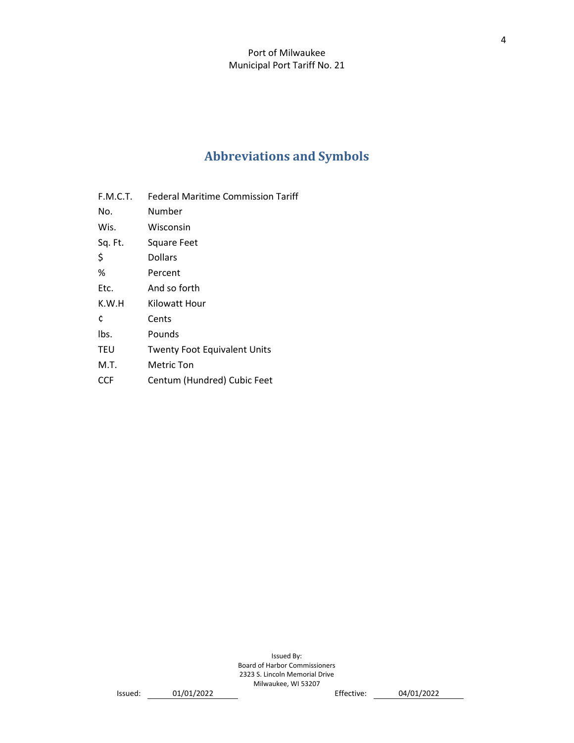# Abbreviations and Symbols

| | |
|---|---|
| F.M.C.T. | Federal Maritime Commission Tariff |
| No. | Number |
| Wis. | Wisconsin |
| Sq. Ft. | Square Feet |
| $ | Dollars |
| % | Percent |
| Etc. | And so forth |
| K.W.H | Kilowatt Hour |
| ¢ | Cents |
| lbs. | Pounds |
| TEU | Twenty Foot Equivalent Units |
| M.T. | Metric Ton |
| CCF | Centum (Hundred) Cubic Feet |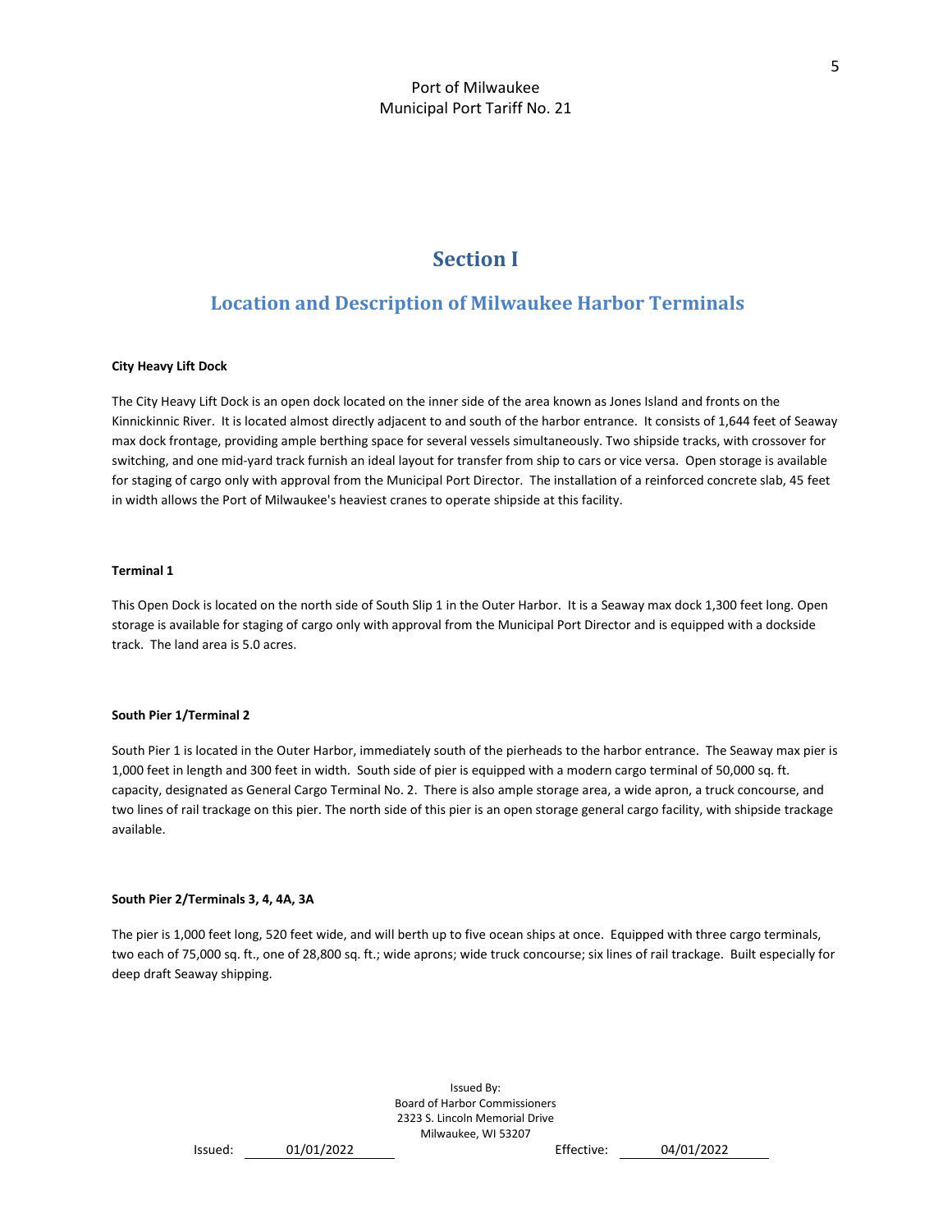# Section I

## Location and Description of Milwaukee Harbor Terminals

**City Heavy Lift Dock**

The City Heavy Lift Dock is an open dock located on the inner side of the area known as Jones Island and fronts on the Kinnickinnic River. It is located almost directly adjacent to and south of the harbor entrance. It consists of 1,644 feet of Seaway max dock frontage, providing ample berthing space for several vessels simultaneously. Two shipside tracks, with crossover for switching, and one mid-yard track furnish an ideal layout for transfer from ship to cars or vice versa. Open storage is available for staging of cargo only with approval from the Municipal Port Director. The installation of a reinforced concrete slab, 45 feet in width allows the Port of Milwaukee's heaviest cranes to operate shipside at this facility.

**Terminal 1**

This Open Dock is located on the north side of South Slip 1 in the Outer Harbor. It is a Seaway max dock 1,300 feet long. Open storage is available for staging of cargo only with approval from the Municipal Port Director and is equipped with a dockside track. The land area is 5.0 acres.

**South Pier 1/Terminal 2**

South Pier 1 is located in the Outer Harbor, immediately south of the pierheads to the harbor entrance. The Seaway max pier is 1,000 feet in length and 300 feet in width. South side of pier is equipped with a modern cargo terminal of 50,000 sq. ft. capacity, designated as General Cargo Terminal No. 2. There is also ample storage area, a wide apron, a truck concourse, and two lines of rail trackage on this pier. The north side of this pier is an open storage general cargo facility, with shipside trackage available.

**South Pier 2/Terminals 3, 4, 4A, 3A**

The pier is 1,000 feet long, 520 feet wide, and will berth up to five ocean ships at once. Equipped with three cargo terminals, two each of 75,000 sq. ft., one of 28,800 sq. ft.; wide aprons; wide truck concourse; six lines of rail trackage. Built especially for deep draft Seaway shipping.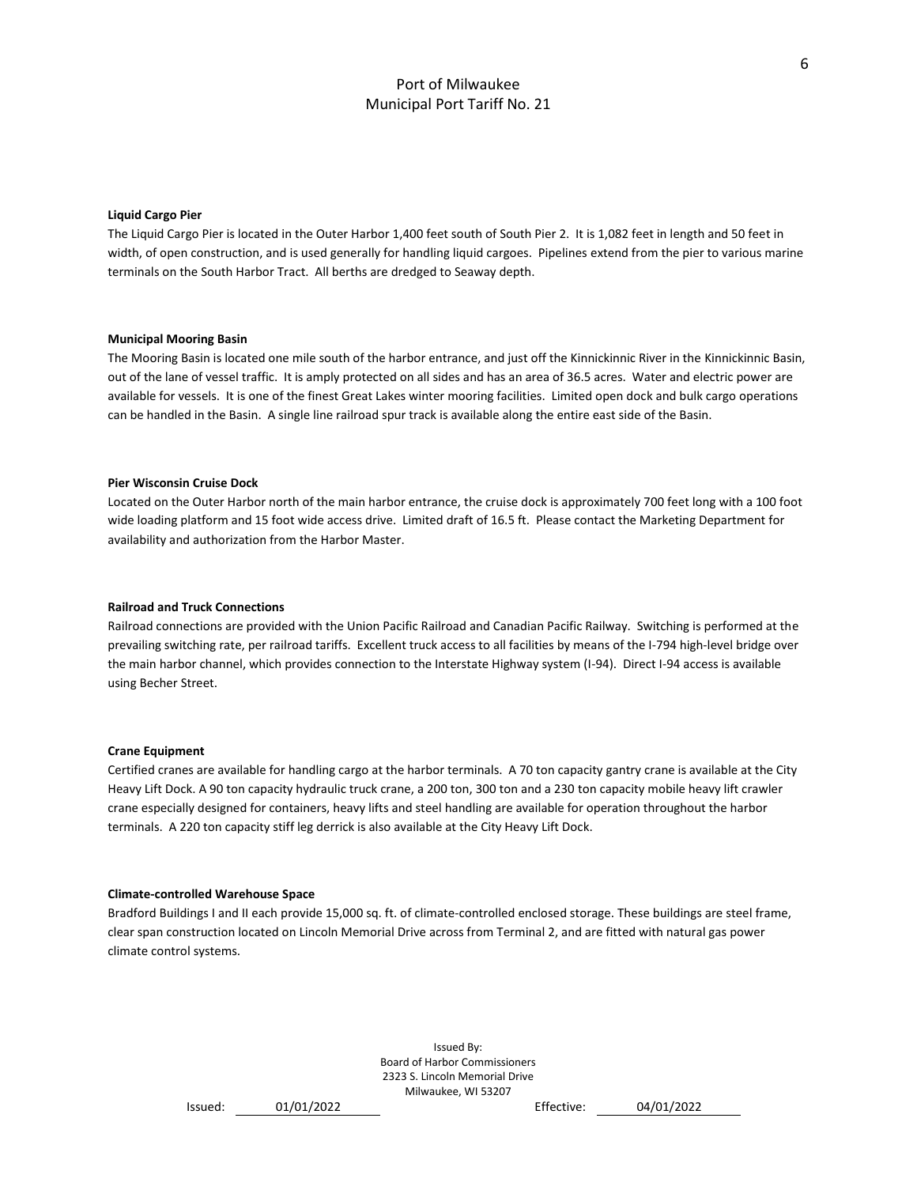**Liquid Cargo Pier**

The Liquid Cargo Pier is located in the Outer Harbor 1,400 feet south of South Pier 2. It is 1,082 feet in length and 50 feet in width, of open construction, and is used generally for handling liquid cargoes. Pipelines extend from the pier to various marine terminals on the South Harbor Tract. All berths are dredged to Seaway depth.

**Municipal Mooring Basin**

The Mooring Basin is located one mile south of the harbor entrance, and just off the Kinnickinnic River in the Kinnickinnic Basin, out of the lane of vessel traffic. It is amply protected on all sides and has an area of 36.5 acres. Water and electric power are available for vessels. It is one of the finest Great Lakes winter mooring facilities. Limited open dock and bulk cargo operations can be handled in the Basin. A single line railroad spur track is available along the entire east side of the Basin.

**Pier Wisconsin Cruise Dock**

Located on the Outer Harbor north of the main harbor entrance, the cruise dock is approximately 700 feet long with a 100 foot wide loading platform and 15 foot wide access drive. Limited draft of 16.5 ft. Please contact the Marketing Department for availability and authorization from the Harbor Master.

**Railroad and Truck Connections**

Railroad connections are provided with the Union Pacific Railroad and Canadian Pacific Railway. Switching is performed at the prevailing switching rate, per railroad tariffs. Excellent truck access to all facilities by means of the I-794 high-level bridge over the main harbor channel, which provides connection to the Interstate Highway system (I-94). Direct I-94 access is available using Becher Street.

**Crane Equipment**

Certified cranes are available for handling cargo at the harbor terminals. A 70 ton capacity gantry crane is available at the City Heavy Lift Dock. A 90 ton capacity hydraulic truck crane, a 200 ton, 300 ton and a 230 ton capacity mobile heavy lift crawler crane especially designed for containers, heavy lifts and steel handling are available for operation throughout the harbor terminals. A 220 ton capacity stiff leg derrick is also available at the City Heavy Lift Dock.

**Climate-controlled Warehouse Space**

Bradford Buildings I and II each provide 15,000 sq. ft. of climate-controlled enclosed storage. These buildings are steel frame, clear span construction located on Lincoln Memorial Drive across from Terminal 2, and are fitted with natural gas power climate control systems.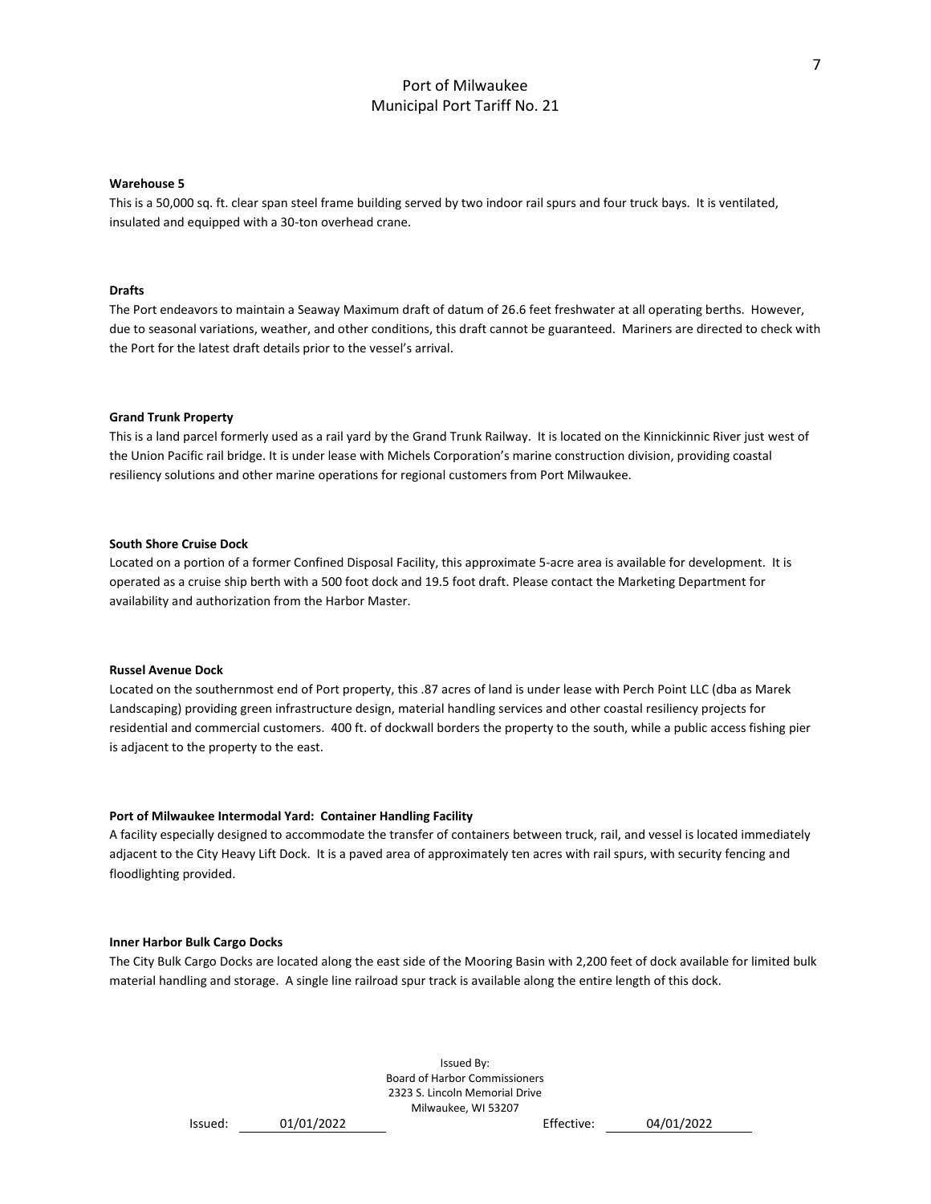**Warehouse 5**

This is a 50,000 sq. ft. clear span steel frame building served by two indoor rail spurs and four truck bays. It is ventilated, insulated and equipped with a 30-ton overhead crane.

**Drafts**

The Port endeavors to maintain a Seaway Maximum draft of datum of 26.6 feet freshwater at all operating berths. However, due to seasonal variations, weather, and other conditions, this draft cannot be guaranteed. Mariners are directed to check with the Port for the latest draft details prior to the vessel's arrival.

**Grand Trunk Property**

This is a land parcel formerly used as a rail yard by the Grand Trunk Railway. It is located on the Kinnickinnic River just west of the Union Pacific rail bridge. It is under lease with Michels Corporation's marine construction division, providing coastal resiliency solutions and other marine operations for regional customers from Port Milwaukee.

**South Shore Cruise Dock**

Located on a portion of a former Confined Disposal Facility, this approximate 5-acre area is available for development. It is operated as a cruise ship berth with a 500 foot dock and 19.5 foot draft. Please contact the Marketing Department for availability and authorization from the Harbor Master.

**Russel Avenue Dock**

Located on the southernmost end of Port property, this .87 acres of land is under lease with Perch Point LLC (dba as Marek Landscaping) providing green infrastructure design, material handling services and other coastal resiliency projects for residential and commercial customers. 400 ft. of dockwall borders the property to the south, while a public access fishing pier is adjacent to the property to the east.

**Port of Milwaukee Intermodal Yard: Container Handling Facility**

A facility especially designed to accommodate the transfer of containers between truck, rail, and vessel is located immediately adjacent to the City Heavy Lift Dock. It is a paved area of approximately ten acres with rail spurs, with security fencing and floodlighting provided.

**Inner Harbor Bulk Cargo Docks**

The City Bulk Cargo Docks are located along the east side of the Mooring Basin with 2,200 feet of dock available for limited bulk material handling and storage. A single line railroad spur track is available along the entire length of this dock.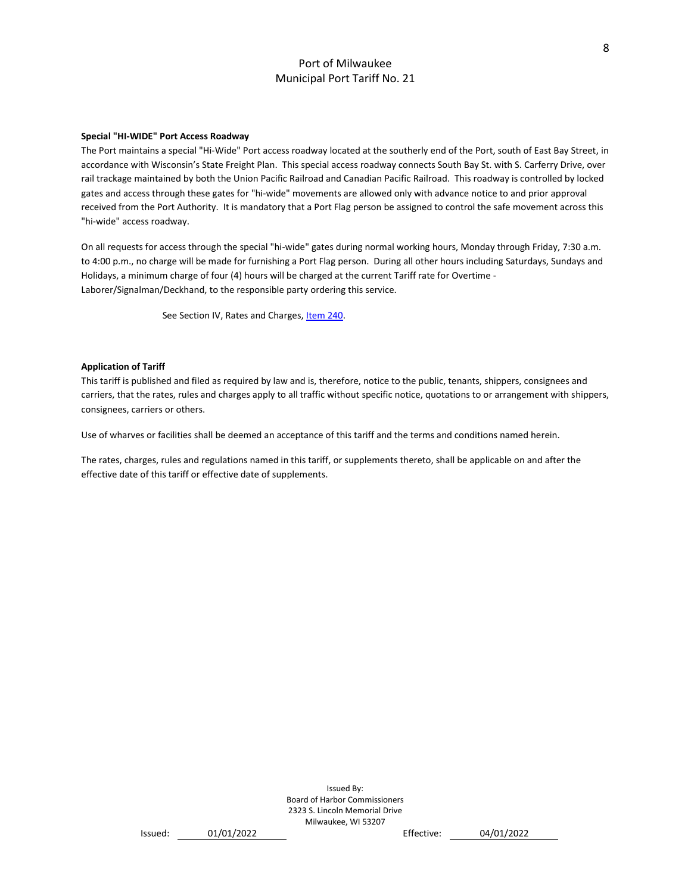**Special "HI-WIDE" Port Access Roadway**

The Port maintains a special "Hi-Wide" Port access roadway located at the southerly end of the Port, south of East Bay Street, in accordance with Wisconsin's State Freight Plan. This special access roadway connects South Bay St. with S. Carferry Drive, over rail trackage maintained by both the Union Pacific Railroad and Canadian Pacific Railroad. This roadway is controlled by locked gates and access through these gates for "hi-wide" movements are allowed only with advance notice to and prior approval received from the Port Authority. It is mandatory that a Port Flag person be assigned to control the safe movement across this "hi-wide" access roadway.

On all requests for access through the special "hi-wide" gates during normal working hours, Monday through Friday, 7:30 a.m. to 4:00 p.m., no charge will be made for furnishing a Port Flag person. During all other hours including Saturdays, Sundays and Holidays, a minimum charge of four (4) hours will be charged at the current Tariff rate for Overtime - Laborer/Signalman/Deckhand, to the responsible party ordering this service.

See Section IV, Rates and Charges, Item 240.

**Application of Tariff**

This tariff is published and filed as required by law and is, therefore, notice to the public, tenants, shippers, consignees and carriers, that the rates, rules and charges apply to all traffic without specific notice, quotations to or arrangement with shippers, consignees, carriers or others.

Use of wharves or facilities shall be deemed an acceptance of this tariff and the terms and conditions named herein.

The rates, charges, rules and regulations named in this tariff, or supplements thereto, shall be applicable on and after the effective date of this tariff or effective date of supplements.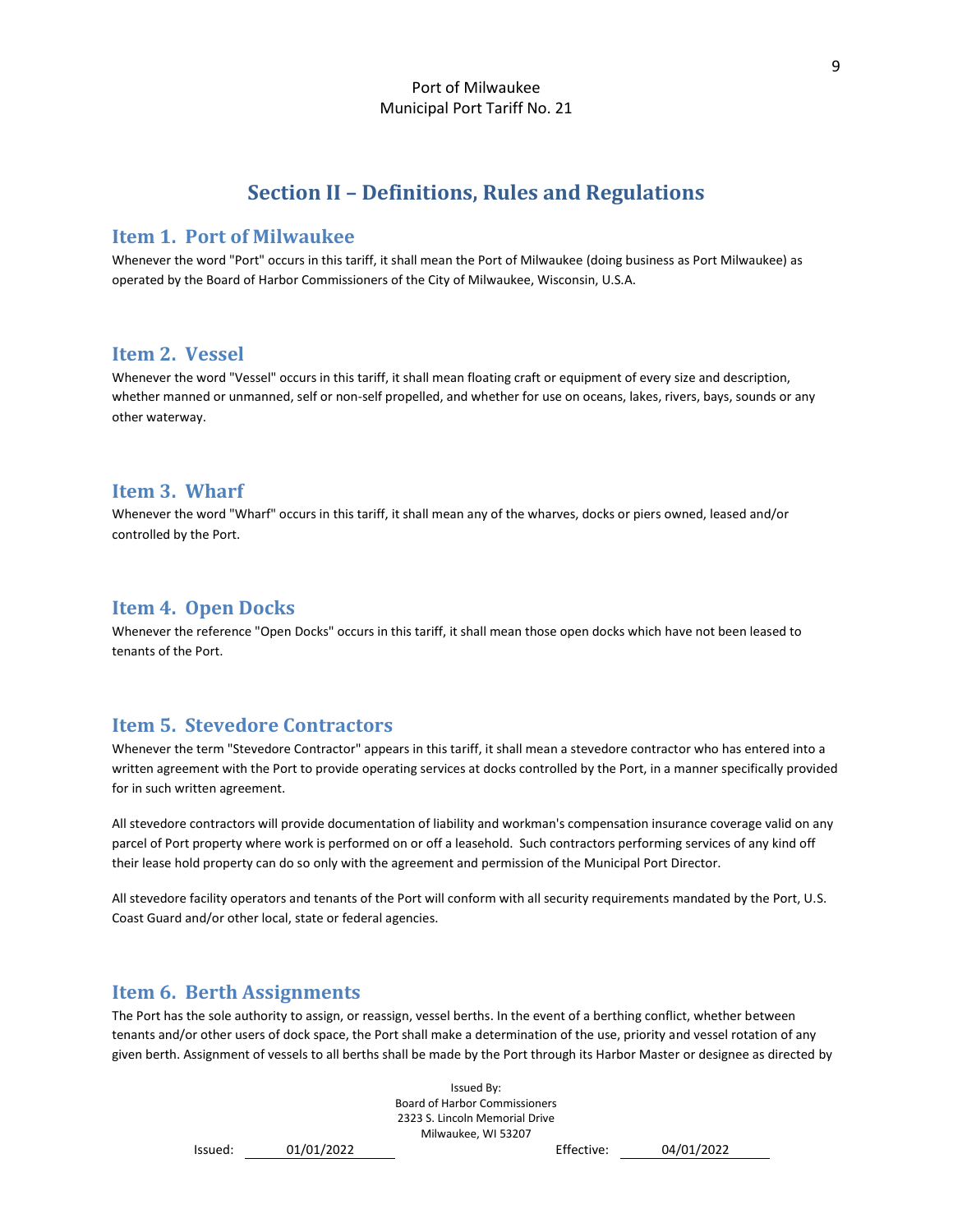## Section II – Definitions, Rules and Regulations

### Item 1. Port of Milwaukee

Whenever the word "Port" occurs in this tariff, it shall mean the Port of Milwaukee (doing business as Port Milwaukee) as operated by the Board of Harbor Commissioners of the City of Milwaukee, Wisconsin, U.S.A.

### Item 2. Vessel

Whenever the word "Vessel" occurs in this tariff, it shall mean floating craft or equipment of every size and description, whether manned or unmanned, self or non-self propelled, and whether for use on oceans, lakes, rivers, bays, sounds or any other waterway.

### Item 3. Wharf

Whenever the word "Wharf" occurs in this tariff, it shall mean any of the wharves, docks or piers owned, leased and/or controlled by the Port.

### Item 4. Open Docks

Whenever the reference "Open Docks" occurs in this tariff, it shall mean those open docks which have not been leased to tenants of the Port.

### Item 5. Stevedore Contractors

Whenever the term "Stevedore Contractor" appears in this tariff, it shall mean a stevedore contractor who has entered into a written agreement with the Port to provide operating services at docks controlled by the Port, in a manner specifically provided for in such written agreement.

All stevedore contractors will provide documentation of liability and workman's compensation insurance coverage valid on any parcel of Port property where work is performed on or off a leasehold. Such contractors performing services of any kind off their lease hold property can do so only with the agreement and permission of the Municipal Port Director.

All stevedore facility operators and tenants of the Port will conform with all security requirements mandated by the Port, U.S. Coast Guard and/or other local, state or federal agencies.

### Item 6. Berth Assignments

The Port has the sole authority to assign, or reassign, vessel berths. In the event of a berthing conflict, whether between tenants and/or other users of dock space, the Port shall make a determination of the use, priority and vessel rotation of any given berth. Assignment of vessels to all berths shall be made by the Port through its Harbor Master or designee as directed by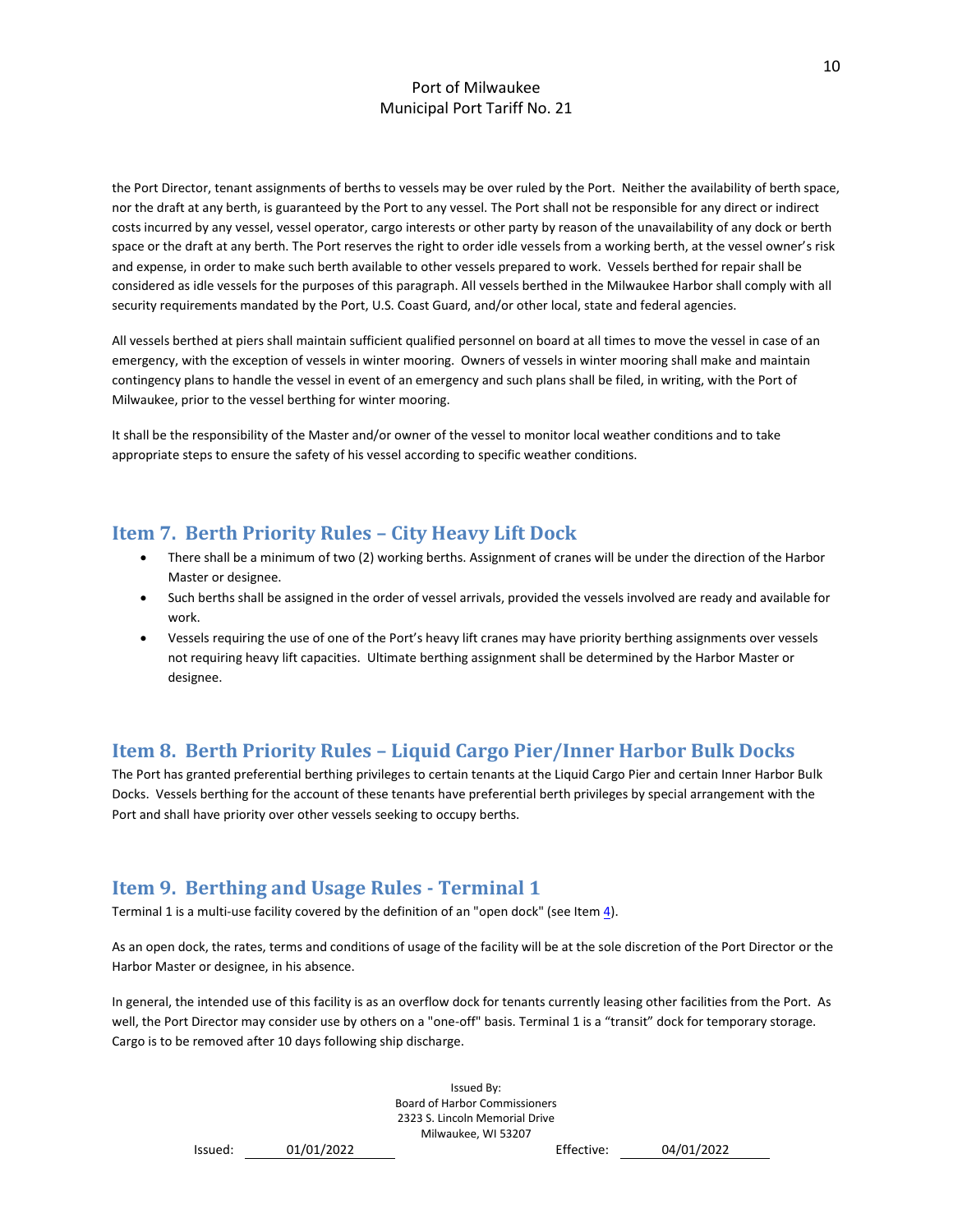the Port Director, tenant assignments of berths to vessels may be over ruled by the Port. Neither the availability of berth space, nor the draft at any berth, is guaranteed by the Port to any vessel. The Port shall not be responsible for any direct or indirect costs incurred by any vessel, vessel operator, cargo interests or other party by reason of the unavailability of any dock or berth space or the draft at any berth. The Port reserves the right to order idle vessels from a working berth, at the vessel owner's risk and expense, in order to make such berth available to other vessels prepared to work. Vessels berthed for repair shall be considered as idle vessels for the purposes of this paragraph. All vessels berthed in the Milwaukee Harbor shall comply with all security requirements mandated by the Port, U.S. Coast Guard, and/or other local, state and federal agencies.

All vessels berthed at piers shall maintain sufficient qualified personnel on board at all times to move the vessel in case of an emergency, with the exception of vessels in winter mooring. Owners of vessels in winter mooring shall make and maintain contingency plans to handle the vessel in event of an emergency and such plans shall be filed, in writing, with the Port of Milwaukee, prior to the vessel berthing for winter mooring.

It shall be the responsibility of the Master and/or owner of the vessel to monitor local weather conditions and to take appropriate steps to ensure the safety of his vessel according to specific weather conditions.

## Item 7. Berth Priority Rules – City Heavy Lift Dock

- There shall be a minimum of two (2) working berths. Assignment of cranes will be under the direction of the Harbor Master or designee.
- Such berths shall be assigned in the order of vessel arrivals, provided the vessels involved are ready and available for work.
- Vessels requiring the use of one of the Port's heavy lift cranes may have priority berthing assignments over vessels not requiring heavy lift capacities. Ultimate berthing assignment shall be determined by the Harbor Master or designee.

## Item 8. Berth Priority Rules – Liquid Cargo Pier/Inner Harbor Bulk Docks

The Port has granted preferential berthing privileges to certain tenants at the Liquid Cargo Pier and certain Inner Harbor Bulk Docks. Vessels berthing for the account of these tenants have preferential berth privileges by special arrangement with the Port and shall have priority over other vessels seeking to occupy berths.

## Item 9. Berthing and Usage Rules - Terminal 1

Terminal 1 is a multi-use facility covered by the definition of an "open dock" (see Item 4).

As an open dock, the rates, terms and conditions of usage of the facility will be at the sole discretion of the Port Director or the Harbor Master or designee, in his absence.

In general, the intended use of this facility is as an overflow dock for tenants currently leasing other facilities from the Port. As well, the Port Director may consider use by others on a "one-off" basis. Terminal 1 is a "transit" dock for temporary storage. Cargo is to be removed after 10 days following ship discharge.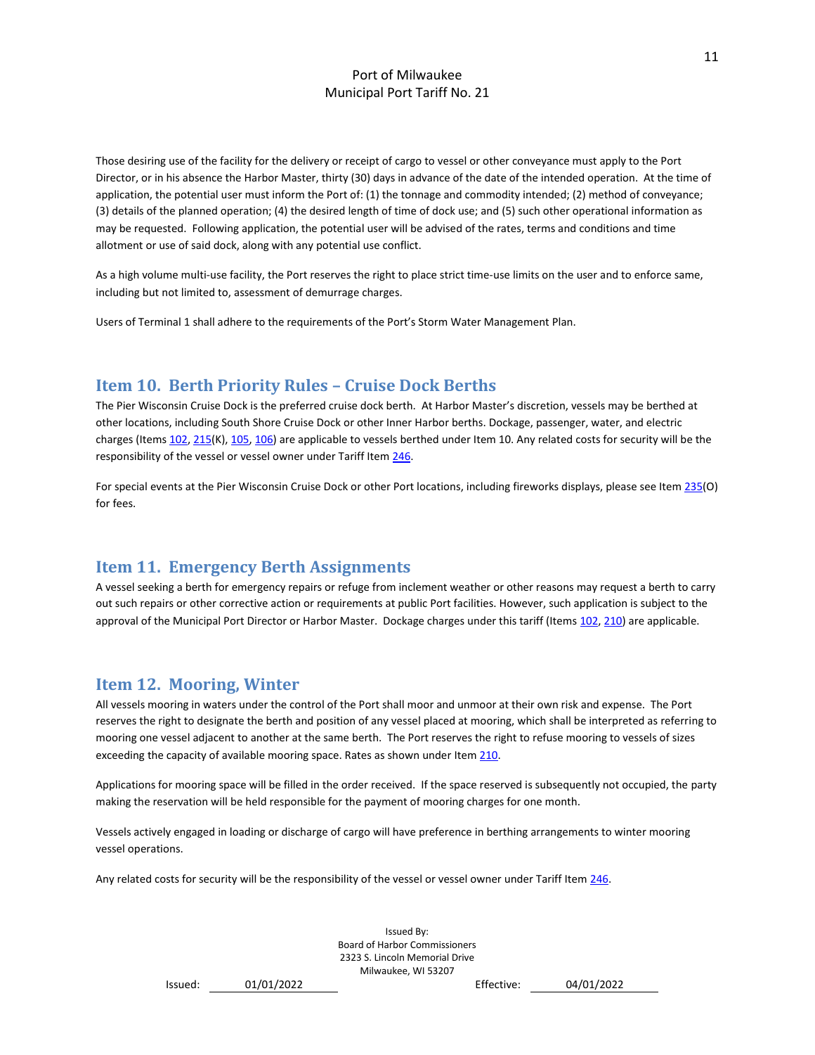Those desiring use of the facility for the delivery or receipt of cargo to vessel or other conveyance must apply to the Port Director, or in his absence the Harbor Master, thirty (30) days in advance of the date of the intended operation. At the time of application, the potential user must inform the Port of: (1) the tonnage and commodity intended; (2) method of conveyance; (3) details of the planned operation; (4) the desired length of time of dock use; and (5) such other operational information as may be requested. Following application, the potential user will be advised of the rates, terms and conditions and time allotment or use of said dock, along with any potential use conflict.

As a high volume multi-use facility, the Port reserves the right to place strict time-use limits on the user and to enforce same, including but not limited to, assessment of demurrage charges.

Users of Terminal 1 shall adhere to the requirements of the Port's Storm Water Management Plan.

## Item 10. Berth Priority Rules – Cruise Dock Berths

The Pier Wisconsin Cruise Dock is the preferred cruise dock berth. At Harbor Master's discretion, vessels may be berthed at other locations, including South Shore Cruise Dock or other Inner Harbor berths. Dockage, passenger, water, and electric charges (Items 102, 215(K), 105, 106) are applicable to vessels berthed under Item 10. Any related costs for security will be the responsibility of the vessel or vessel owner under Tariff Item 246.

For special events at the Pier Wisconsin Cruise Dock or other Port locations, including fireworks displays, please see Item 235(O) for fees.

## Item 11. Emergency Berth Assignments

A vessel seeking a berth for emergency repairs or refuge from inclement weather or other reasons may request a berth to carry out such repairs or other corrective action or requirements at public Port facilities. However, such application is subject to the approval of the Municipal Port Director or Harbor Master. Dockage charges under this tariff (Items 102, 210) are applicable.

## Item 12. Mooring, Winter

All vessels mooring in waters under the control of the Port shall moor and unmoor at their own risk and expense. The Port reserves the right to designate the berth and position of any vessel placed at mooring, which shall be interpreted as referring to mooring one vessel adjacent to another at the same berth. The Port reserves the right to refuse mooring to vessels of sizes exceeding the capacity of available mooring space. Rates as shown under Item 210.

Applications for mooring space will be filled in the order received. If the space reserved is subsequently not occupied, the party making the reservation will be held responsible for the payment of mooring charges for one month.

Vessels actively engaged in loading or discharge of cargo will have preference in berthing arrangements to winter mooring vessel operations.

Any related costs for security will be the responsibility of the vessel or vessel owner under Tariff Item 246.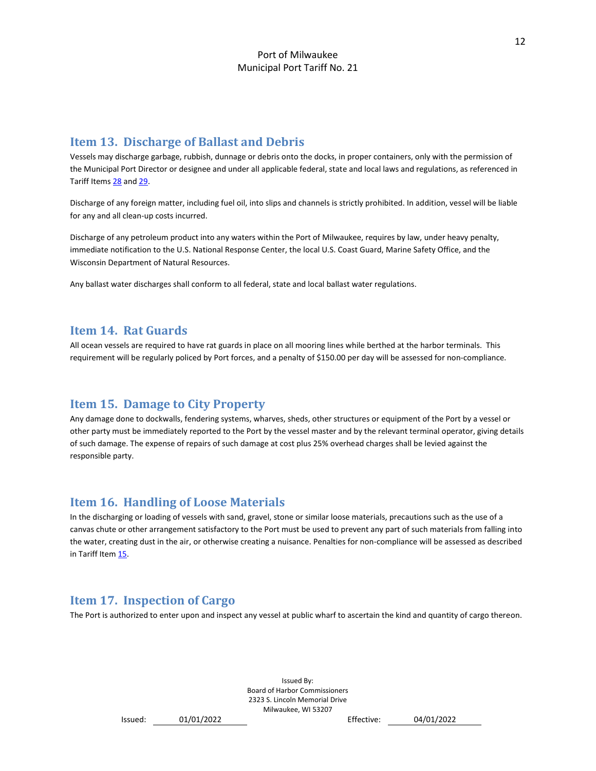## Item 13. Discharge of Ballast and Debris

Vessels may discharge garbage, rubbish, dunnage or debris onto the docks, in proper containers, only with the permission of the Municipal Port Director or designee and under all applicable federal, state and local laws and regulations, as referenced in Tariff Items 28 and 29.

Discharge of any foreign matter, including fuel oil, into slips and channels is strictly prohibited. In addition, vessel will be liable for any and all clean-up costs incurred.

Discharge of any petroleum product into any waters within the Port of Milwaukee, requires by law, under heavy penalty, immediate notification to the U.S. National Response Center, the local U.S. Coast Guard, Marine Safety Office, and the Wisconsin Department of Natural Resources.

Any ballast water discharges shall conform to all federal, state and local ballast water regulations.

## Item 14. Rat Guards

All ocean vessels are required to have rat guards in place on all mooring lines while berthed at the harbor terminals. This requirement will be regularly policed by Port forces, and a penalty of $150.00 per day will be assessed for non-compliance.

## Item 15. Damage to City Property

Any damage done to dockwalls, fendering systems, wharves, sheds, other structures or equipment of the Port by a vessel or other party must be immediately reported to the Port by the vessel master and by the relevant terminal operator, giving details of such damage. The expense of repairs of such damage at cost plus 25% overhead charges shall be levied against the responsible party.

## Item 16. Handling of Loose Materials

In the discharging or loading of vessels with sand, gravel, stone or similar loose materials, precautions such as the use of a canvas chute or other arrangement satisfactory to the Port must be used to prevent any part of such materials from falling into the water, creating dust in the air, or otherwise creating a nuisance. Penalties for non-compliance will be assessed as described in Tariff Item 15.

## Item 17. Inspection of Cargo

The Port is authorized to enter upon and inspect any vessel at public wharf to ascertain the kind and quantity of cargo thereon.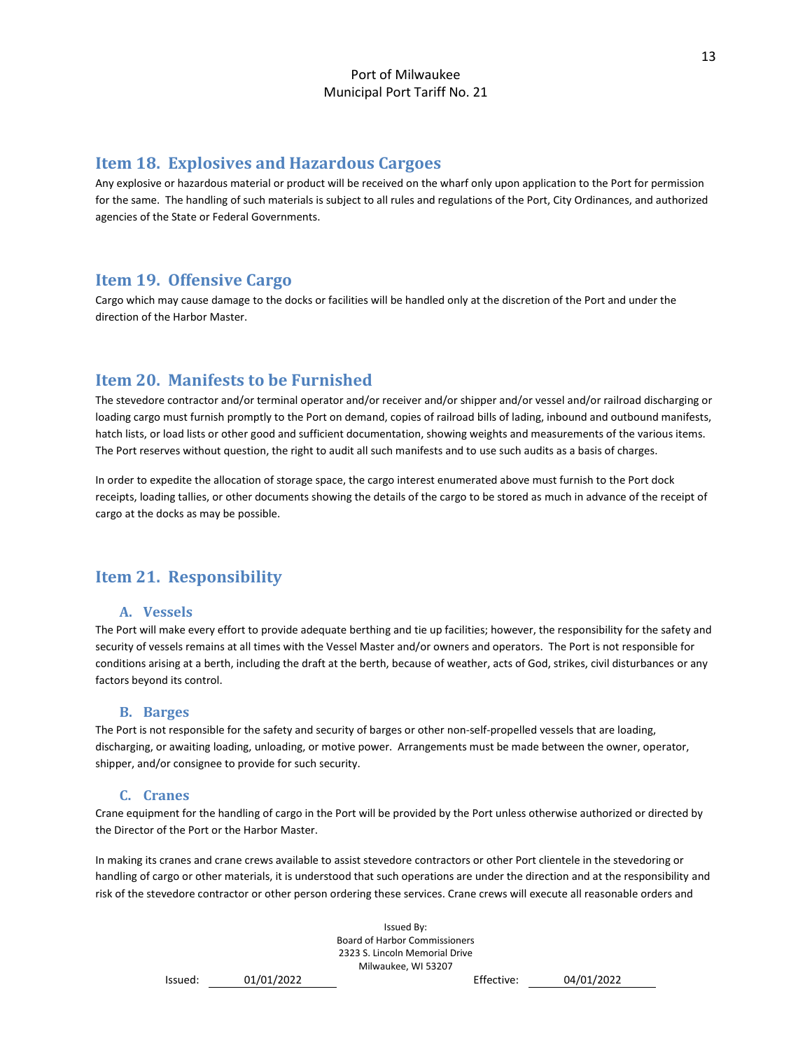## Item 18. Explosives and Hazardous Cargoes

Any explosive or hazardous material or product will be received on the wharf only upon application to the Port for permission for the same. The handling of such materials is subject to all rules and regulations of the Port, City Ordinances, and authorized agencies of the State or Federal Governments.

## Item 19. Offensive Cargo

Cargo which may cause damage to the docks or facilities will be handled only at the discretion of the Port and under the direction of the Harbor Master.

## Item 20. Manifests to be Furnished

The stevedore contractor and/or terminal operator and/or receiver and/or shipper and/or vessel and/or railroad discharging or loading cargo must furnish promptly to the Port on demand, copies of railroad bills of lading, inbound and outbound manifests, hatch lists, or load lists or other good and sufficient documentation, showing weights and measurements of the various items. The Port reserves without question, the right to audit all such manifests and to use such audits as a basis of charges.

In order to expedite the allocation of storage space, the cargo interest enumerated above must furnish to the Port dock receipts, loading tallies, or other documents showing the details of the cargo to be stored as much in advance of the receipt of cargo at the docks as may be possible.

## Item 21. Responsibility

### A. Vessels

The Port will make every effort to provide adequate berthing and tie up facilities; however, the responsibility for the safety and security of vessels remains at all times with the Vessel Master and/or owners and operators. The Port is not responsible for conditions arising at a berth, including the draft at the berth, because of weather, acts of God, strikes, civil disturbances or any factors beyond its control.

### B. Barges

The Port is not responsible for the safety and security of barges or other non-self-propelled vessels that are loading, discharging, or awaiting loading, unloading, or motive power. Arrangements must be made between the owner, operator, shipper, and/or consignee to provide for such security.

### C. Cranes

Crane equipment for the handling of cargo in the Port will be provided by the Port unless otherwise authorized or directed by the Director of the Port or the Harbor Master.

In making its cranes and crane crews available to assist stevedore contractors or other Port clientele in the stevedoring or handling of cargo or other materials, it is understood that such operations are under the direction and at the responsibility and risk of the stevedore contractor or other person ordering these services. Crane crews will execute all reasonable orders and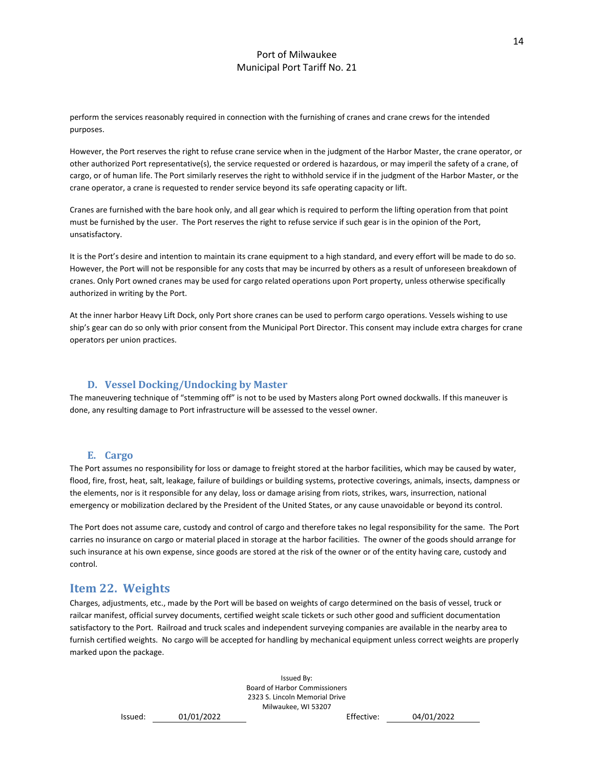perform the services reasonably required in connection with the furnishing of cranes and crane crews for the intended purposes.

However, the Port reserves the right to refuse crane service when in the judgment of the Harbor Master, the crane operator, or other authorized Port representative(s), the service requested or ordered is hazardous, or may imperil the safety of a crane, of cargo, or of human life. The Port similarly reserves the right to withhold service if in the judgment of the Harbor Master, or the crane operator, a crane is requested to render service beyond its safe operating capacity or lift.

Cranes are furnished with the bare hook only, and all gear which is required to perform the lifting operation from that point must be furnished by the user. The Port reserves the right to refuse service if such gear is in the opinion of the Port, unsatisfactory.

It is the Port's desire and intention to maintain its crane equipment to a high standard, and every effort will be made to do so. However, the Port will not be responsible for any costs that may be incurred by others as a result of unforeseen breakdown of cranes. Only Port owned cranes may be used for cargo related operations upon Port property, unless otherwise specifically authorized in writing by the Port.

At the inner harbor Heavy Lift Dock, only Port shore cranes can be used to perform cargo operations. Vessels wishing to use ship's gear can do so only with prior consent from the Municipal Port Director. This consent may include extra charges for crane operators per union practices.

### D. Vessel Docking/Undocking by Master

The maneuvering technique of "stemming off" is not to be used by Masters along Port owned dockwalls. If this maneuver is done, any resulting damage to Port infrastructure will be assessed to the vessel owner.

### E. Cargo

The Port assumes no responsibility for loss or damage to freight stored at the harbor facilities, which may be caused by water, flood, fire, frost, heat, salt, leakage, failure of buildings or building systems, protective coverings, animals, insects, dampness or the elements, nor is it responsible for any delay, loss or damage arising from riots, strikes, wars, insurrection, national emergency or mobilization declared by the President of the United States, or any cause unavoidable or beyond its control.

The Port does not assume care, custody and control of cargo and therefore takes no legal responsibility for the same. The Port carries no insurance on cargo or material placed in storage at the harbor facilities. The owner of the goods should arrange for such insurance at his own expense, since goods are stored at the risk of the owner or of the entity having care, custody and control.

## Item 22. Weights

Charges, adjustments, etc., made by the Port will be based on weights of cargo determined on the basis of vessel, truck or railcar manifest, official survey documents, certified weight scale tickets or such other good and sufficient documentation satisfactory to the Port. Railroad and truck scales and independent surveying companies are available in the nearby area to furnish certified weights. No cargo will be accepted for handling by mechanical equipment unless correct weights are properly marked upon the package.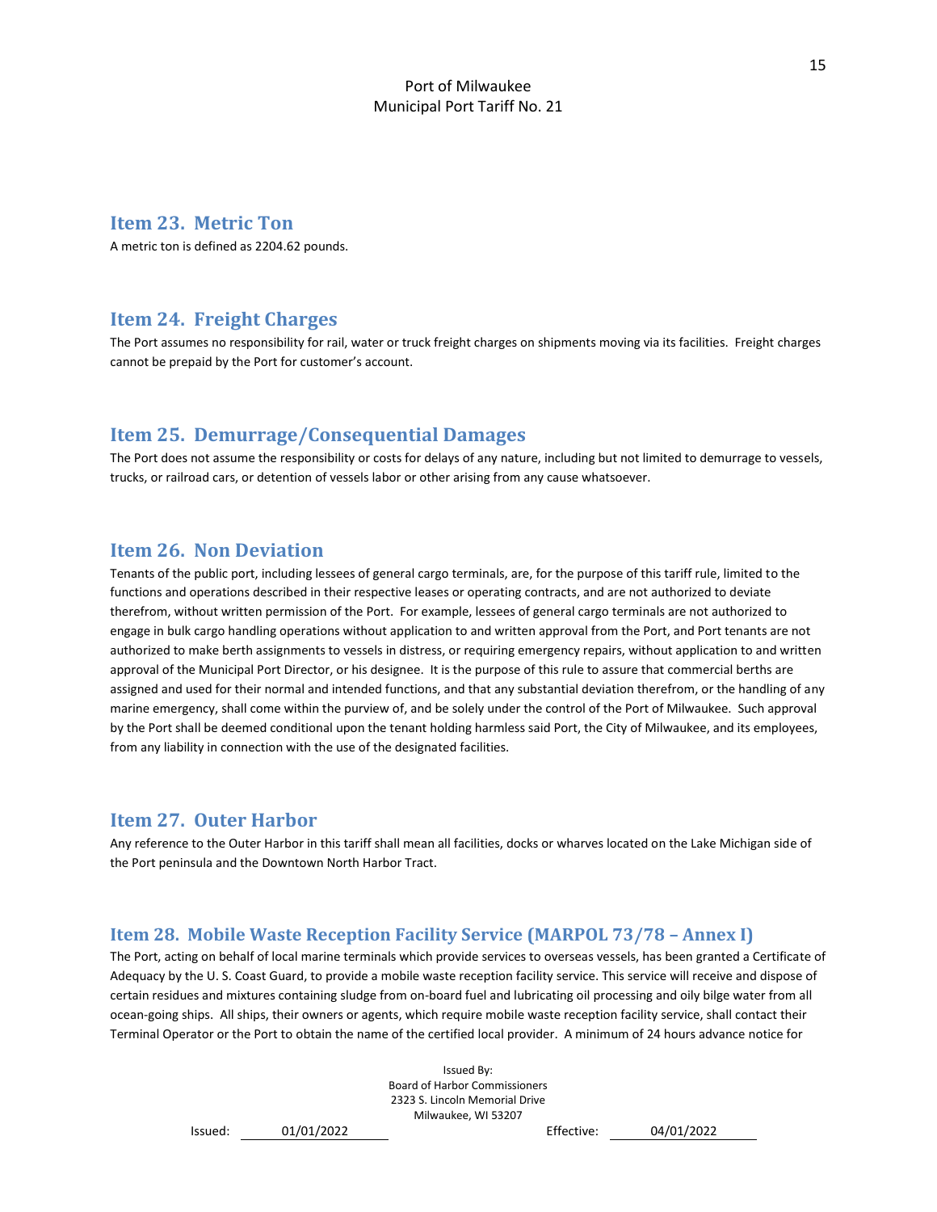## Item 23. Metric Ton

A metric ton is defined as 2204.62 pounds.

## Item 24. Freight Charges

The Port assumes no responsibility for rail, water or truck freight charges on shipments moving via its facilities. Freight charges cannot be prepaid by the Port for customer's account.

## Item 25. Demurrage/Consequential Damages

The Port does not assume the responsibility or costs for delays of any nature, including but not limited to demurrage to vessels, trucks, or railroad cars, or detention of vessels labor or other arising from any cause whatsoever.

## Item 26. Non Deviation

Tenants of the public port, including lessees of general cargo terminals, are, for the purpose of this tariff rule, limited to the functions and operations described in their respective leases or operating contracts, and are not authorized to deviate therefrom, without written permission of the Port. For example, lessees of general cargo terminals are not authorized to engage in bulk cargo handling operations without application to and written approval from the Port, and Port tenants are not authorized to make berth assignments to vessels in distress, or requiring emergency repairs, without application to and written approval of the Municipal Port Director, or his designee. It is the purpose of this rule to assure that commercial berths are assigned and used for their normal and intended functions, and that any substantial deviation therefrom, or the handling of any marine emergency, shall come within the purview of, and be solely under the control of the Port of Milwaukee. Such approval by the Port shall be deemed conditional upon the tenant holding harmless said Port, the City of Milwaukee, and its employees, from any liability in connection with the use of the designated facilities.

## Item 27. Outer Harbor

Any reference to the Outer Harbor in this tariff shall mean all facilities, docks or wharves located on the Lake Michigan side of the Port peninsula and the Downtown North Harbor Tract.

## Item 28. Mobile Waste Reception Facility Service (MARPOL 73/78 – Annex I)

The Port, acting on behalf of local marine terminals which provide services to overseas vessels, has been granted a Certificate of Adequacy by the U. S. Coast Guard, to provide a mobile waste reception facility service. This service will receive and dispose of certain residues and mixtures containing sludge from on-board fuel and lubricating oil processing and oily bilge water from all ocean-going ships. All ships, their owners or agents, which require mobile waste reception facility service, shall contact their Terminal Operator or the Port to obtain the name of the certified local provider. A minimum of 24 hours advance notice for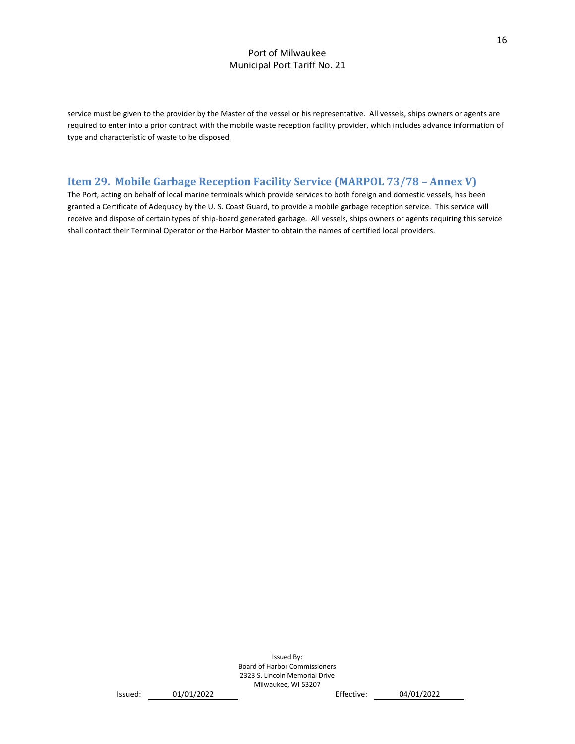service must be given to the provider by the Master of the vessel or his representative. All vessels, ships owners or agents are required to enter into a prior contract with the mobile waste reception facility provider, which includes advance information of type and characteristic of waste to be disposed.

## Item 29. Mobile Garbage Reception Facility Service (MARPOL 73/78 – Annex V)

The Port, acting on behalf of local marine terminals which provide services to both foreign and domestic vessels, has been granted a Certificate of Adequacy by the U. S. Coast Guard, to provide a mobile garbage reception service. This service will receive and dispose of certain types of ship-board generated garbage. All vessels, ships owners or agents requiring this service shall contact their Terminal Operator or the Harbor Master to obtain the names of certified local providers.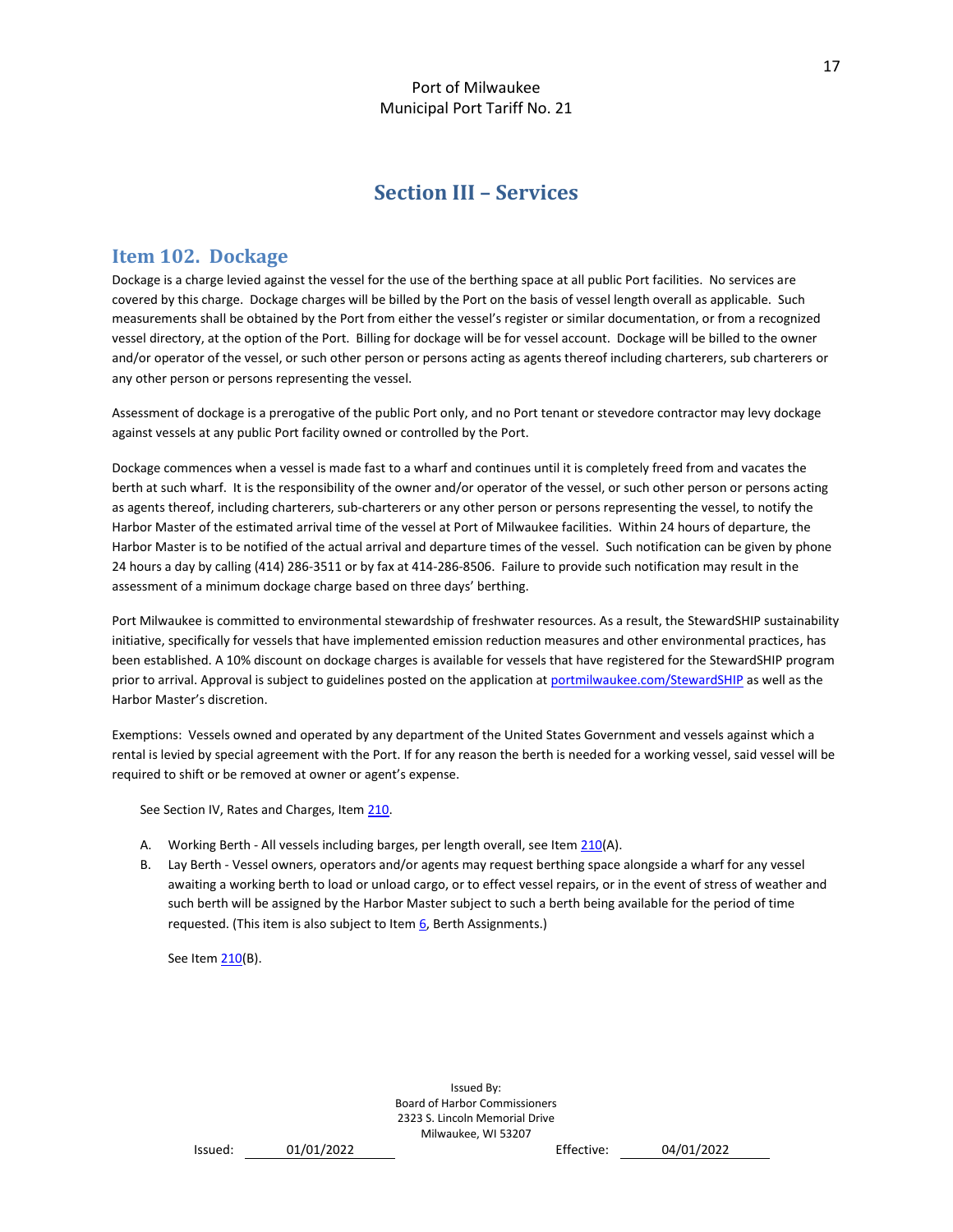# Section III – Services

## Item 102. Dockage

Dockage is a charge levied against the vessel for the use of the berthing space at all public Port facilities. No services are covered by this charge. Dockage charges will be billed by the Port on the basis of vessel length overall as applicable. Such measurements shall be obtained by the Port from either the vessel's register or similar documentation, or from a recognized vessel directory, at the option of the Port. Billing for dockage will be for vessel account. Dockage will be billed to the owner and/or operator of the vessel, or such other person or persons acting as agents thereof including charterers, sub charterers or any other person or persons representing the vessel.

Assessment of dockage is a prerogative of the public Port only, and no Port tenant or stevedore contractor may levy dockage against vessels at any public Port facility owned or controlled by the Port.

Dockage commences when a vessel is made fast to a wharf and continues until it is completely freed from and vacates the berth at such wharf. It is the responsibility of the owner and/or operator of the vessel, or such other person or persons acting as agents thereof, including charterers, sub-charterers or any other person or persons representing the vessel, to notify the Harbor Master of the estimated arrival time of the vessel at Port of Milwaukee facilities. Within 24 hours of departure, the Harbor Master is to be notified of the actual arrival and departure times of the vessel. Such notification can be given by phone 24 hours a day by calling (414) 286-3511 or by fax at 414-286-8506. Failure to provide such notification may result in the assessment of a minimum dockage charge based on three days' berthing.

Port Milwaukee is committed to environmental stewardship of freshwater resources. As a result, the StewardSHIP sustainability initiative, specifically for vessels that have implemented emission reduction measures and other environmental practices, has been established. A 10% discount on dockage charges is available for vessels that have registered for the StewardSHIP program prior to arrival. Approval is subject to guidelines posted on the application at portmilwaukee.com/StewardSHIP as well as the Harbor Master's discretion.

Exemptions: Vessels owned and operated by any department of the United States Government and vessels against which a rental is levied by special agreement with the Port. If for any reason the berth is needed for a working vessel, said vessel will be required to shift or be removed at owner or agent's expense.

See Section IV, Rates and Charges, Item 210.

A. Working Berth - All vessels including barges, per length overall, see Item 210(A).
B. Lay Berth - Vessel owners, operators and/or agents may request berthing space alongside a wharf for any vessel awaiting a working berth to load or unload cargo, or to effect vessel repairs, or in the event of stress of weather and such berth will be assigned by the Harbor Master subject to such a berth being available for the period of time requested. (This item is also subject to Item 6, Berth Assignments.)

   See Item 210(B).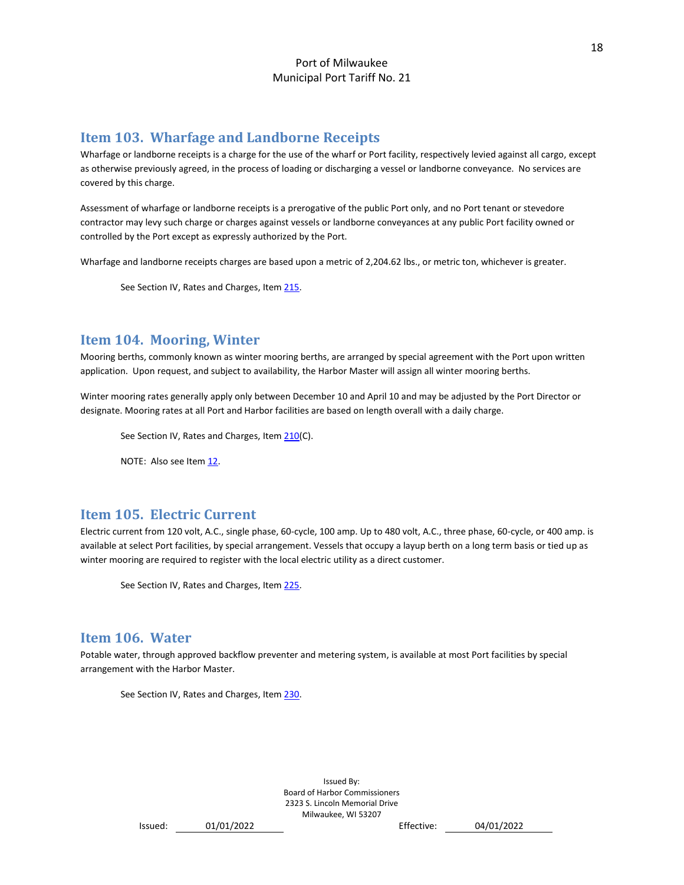## Item 103. Wharfage and Landborne Receipts

Wharfage or landborne receipts is a charge for the use of the wharf or Port facility, respectively levied against all cargo, except as otherwise previously agreed, in the process of loading or discharging a vessel or landborne conveyance. No services are covered by this charge.

Assessment of wharfage or landborne receipts is a prerogative of the public Port only, and no Port tenant or stevedore contractor may levy such charge or charges against vessels or landborne conveyances at any public Port facility owned or controlled by the Port except as expressly authorized by the Port.

Wharfage and landborne receipts charges are based upon a metric of 2,204.62 lbs., or metric ton, whichever is greater.

See Section IV, Rates and Charges, Item 215.

## Item 104. Mooring, Winter

Mooring berths, commonly known as winter mooring berths, are arranged by special agreement with the Port upon written application. Upon request, and subject to availability, the Harbor Master will assign all winter mooring berths.

Winter mooring rates generally apply only between December 10 and April 10 and may be adjusted by the Port Director or designate. Mooring rates at all Port and Harbor facilities are based on length overall with a daily charge.

See Section IV, Rates and Charges, Item 210(C).

NOTE: Also see Item 12.

## Item 105. Electric Current

Electric current from 120 volt, A.C., single phase, 60-cycle, 100 amp. Up to 480 volt, A.C., three phase, 60-cycle, or 400 amp. is available at select Port facilities, by special arrangement. Vessels that occupy a layup berth on a long term basis or tied up as winter mooring are required to register with the local electric utility as a direct customer.

See Section IV, Rates and Charges, Item 225.

## Item 106. Water

Potable water, through approved backflow preventer and metering system, is available at most Port facilities by special arrangement with the Harbor Master.

See Section IV, Rates and Charges, Item 230.

Issued By:
Board of Harbor Commissioners
2323 S. Lincoln Memorial Drive
Milwaukee, WI 53207

Issued: 01/01/2022 Effective: 04/01/2022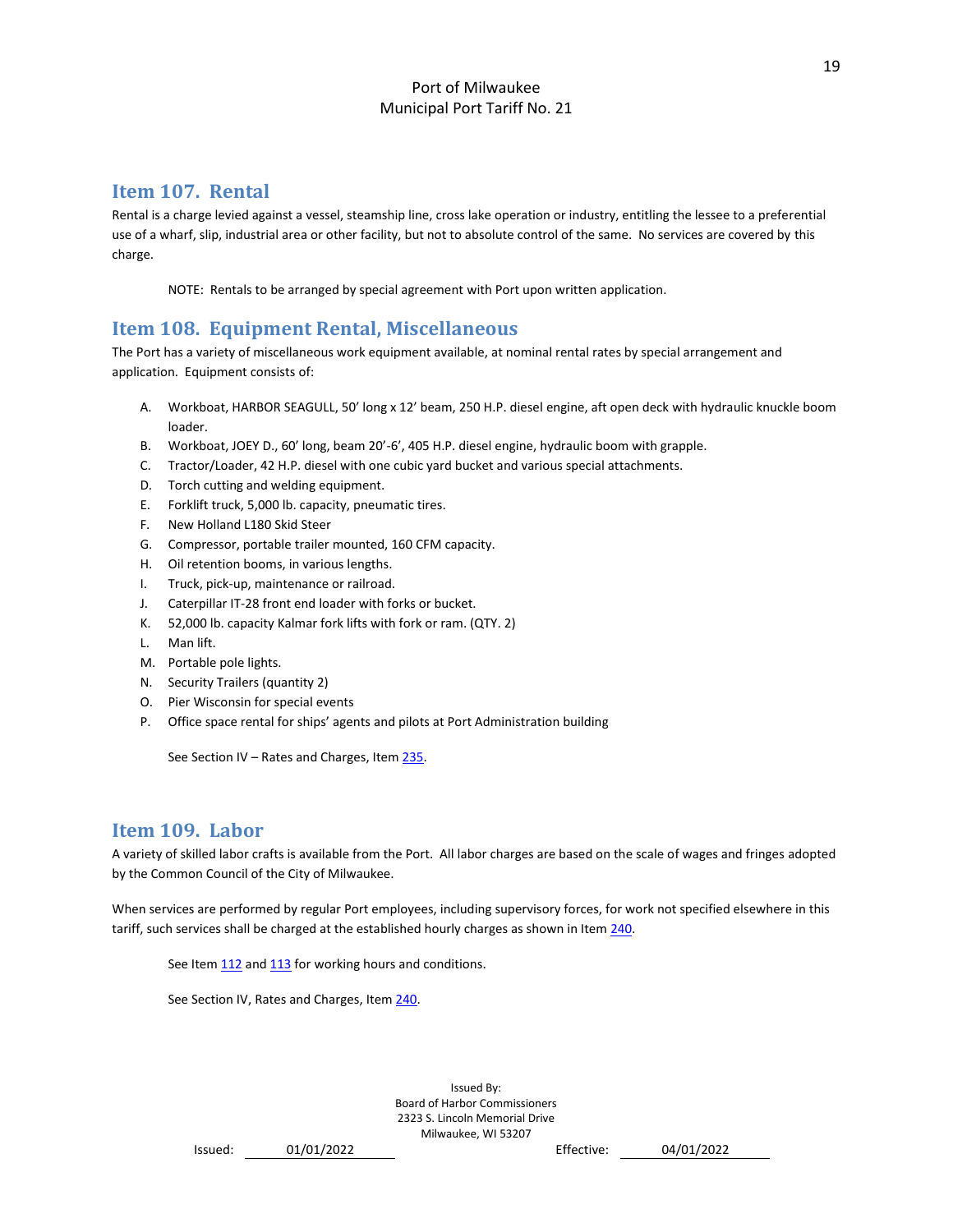## Item 107. Rental

Rental is a charge levied against a vessel, steamship line, cross lake operation or industry, entitling the lessee to a preferential use of a wharf, slip, industrial area or other facility, but not to absolute control of the same. No services are covered by this charge.

NOTE: Rentals to be arranged by special agreement with Port upon written application.

## Item 108. Equipment Rental, Miscellaneous

The Port has a variety of miscellaneous work equipment available, at nominal rental rates by special arrangement and application. Equipment consists of:

A. Workboat, HARBOR SEAGULL, 50' long x 12' beam, 250 H.P. diesel engine, aft open deck with hydraulic knuckle boom loader.
B. Workboat, JOEY D., 60' long, beam 20'-6', 405 H.P. diesel engine, hydraulic boom with grapple.
C. Tractor/Loader, 42 H.P. diesel with one cubic yard bucket and various special attachments.
D. Torch cutting and welding equipment.
E. Forklift truck, 5,000 lb. capacity, pneumatic tires.
F. New Holland L180 Skid Steer
G. Compressor, portable trailer mounted, 160 CFM capacity.
H. Oil retention booms, in various lengths.
I. Truck, pick-up, maintenance or railroad.
J. Caterpillar IT-28 front end loader with forks or bucket.
K. 52,000 lb. capacity Kalmar fork lifts with fork or ram. (QTY. 2)
L. Man lift.
M. Portable pole lights.
N. Security Trailers (quantity 2)
O. Pier Wisconsin for special events
P. Office space rental for ships' agents and pilots at Port Administration building

See Section IV – Rates and Charges, Item 235.

## Item 109. Labor

A variety of skilled labor crafts is available from the Port. All labor charges are based on the scale of wages and fringes adopted by the Common Council of the City of Milwaukee.

When services are performed by regular Port employees, including supervisory forces, for work not specified elsewhere in this tariff, such services shall be charged at the established hourly charges as shown in Item 240.

See Item 112 and 113 for working hours and conditions.

See Section IV, Rates and Charges, Item 240.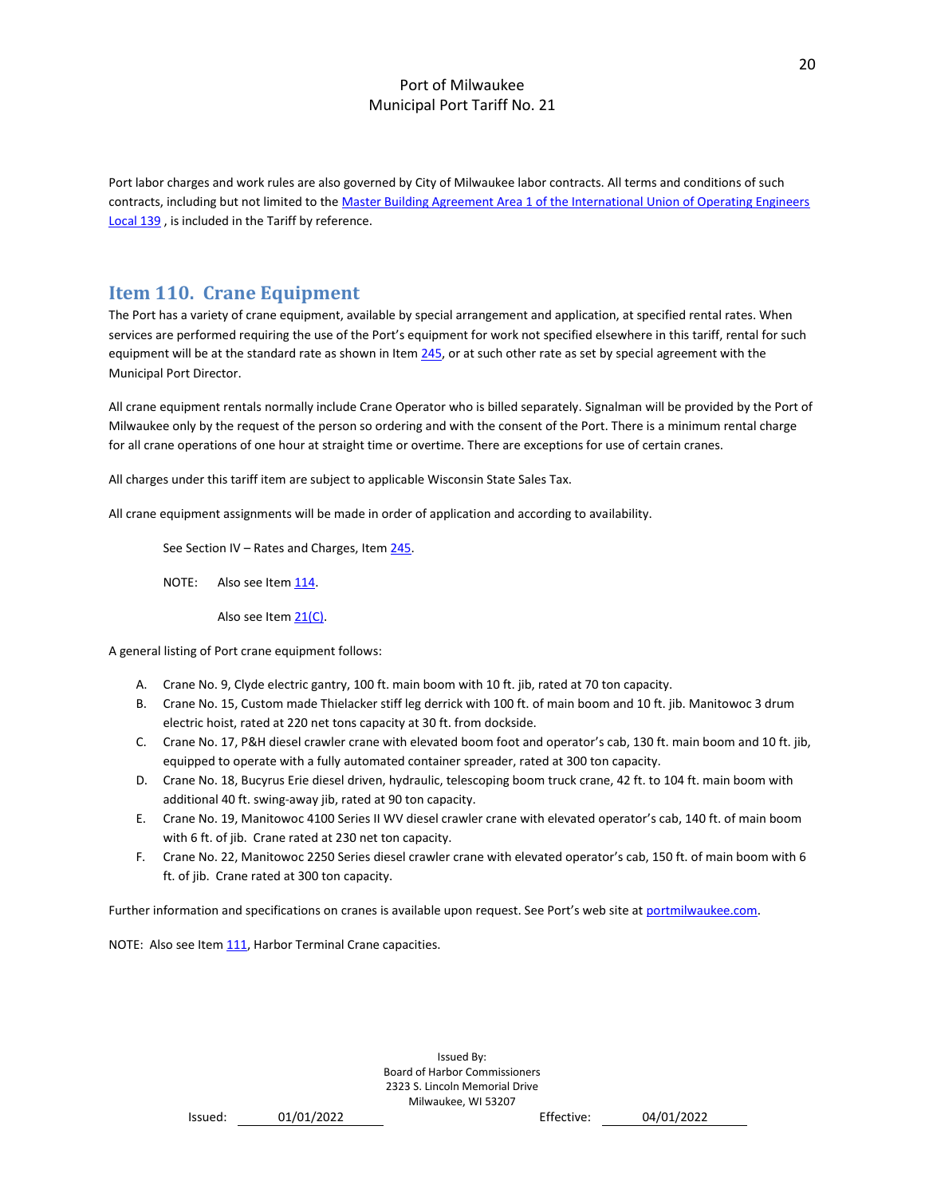Port labor charges and work rules are also governed by City of Milwaukee labor contracts. All terms and conditions of such contracts, including but not limited to the [Master Building Agreement Area 1 of the International Union of Operating Engineers Local 139](#) , is included in the Tariff by reference.

## Item 110. Crane Equipment

The Port has a variety of crane equipment, available by special arrangement and application, at specified rental rates. When services are performed requiring the use of the Port's equipment for work not specified elsewhere in this tariff, rental for such equipment will be at the standard rate as shown in Item 245, or at such other rate as set by special agreement with the Municipal Port Director.

All crane equipment rentals normally include Crane Operator who is billed separately. Signalman will be provided by the Port of Milwaukee only by the request of the person so ordering and with the consent of the Port. There is a minimum rental charge for all crane operations of one hour at straight time or overtime. There are exceptions for use of certain cranes.

All charges under this tariff item are subject to applicable Wisconsin State Sales Tax.

All crane equipment assignments will be made in order of application and according to availability.

See Section IV – Rates and Charges, Item 245.

NOTE: Also see Item 114.

Also see Item 21(C).

A general listing of Port crane equipment follows:

A. Crane No. 9, Clyde electric gantry, 100 ft. main boom with 10 ft. jib, rated at 70 ton capacity.
B. Crane No. 15, Custom made Thielacker stiff leg derrick with 100 ft. of main boom and 10 ft. jib. Manitowoc 3 drum electric hoist, rated at 220 net tons capacity at 30 ft. from dockside.
C. Crane No. 17, P&H diesel crawler crane with elevated boom foot and operator's cab, 130 ft. main boom and 10 ft. jib, equipped to operate with a fully automated container spreader, rated at 300 ton capacity.
D. Crane No. 18, Bucyrus Erie diesel driven, hydraulic, telescoping boom truck crane, 42 ft. to 104 ft. main boom with additional 40 ft. swing-away jib, rated at 90 ton capacity.
E. Crane No. 19, Manitowoc 4100 Series II WV diesel crawler crane with elevated operator's cab, 140 ft. of main boom with 6 ft. of jib. Crane rated at 230 net ton capacity.
F. Crane No. 22, Manitowoc 2250 Series diesel crawler crane with elevated operator's cab, 150 ft. of main boom with 6 ft. of jib. Crane rated at 300 ton capacity.

Further information and specifications on cranes is available upon request. See Port's web site at portmilwaukee.com.

NOTE: Also see Item 111, Harbor Terminal Crane capacities.

Issued By:
Board of Harbor Commissioners
2323 S. Lincoln Memorial Drive
Milwaukee, WI 53207

Issued: 01/01/2022 Effective: 04/01/2022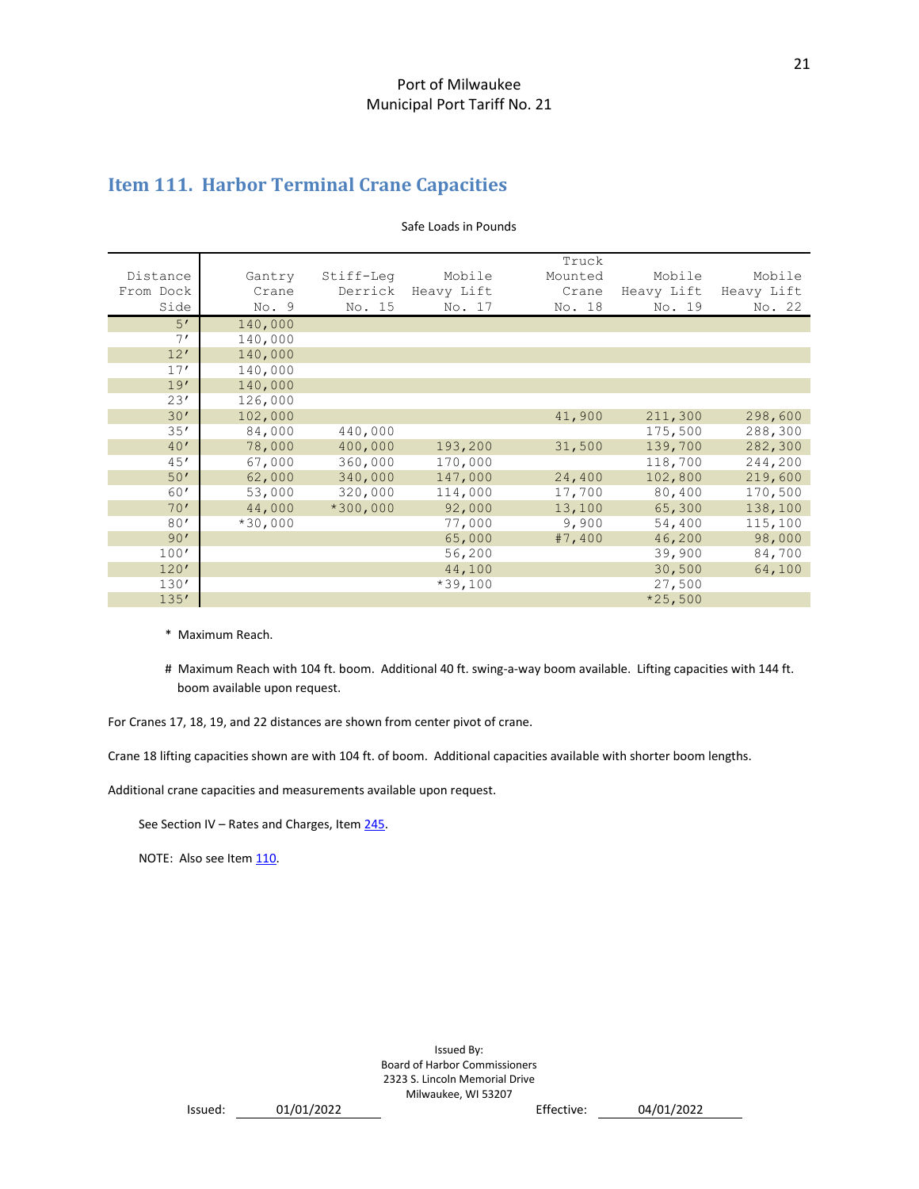## Item 111. Harbor Terminal Crane Capacities

Safe Loads in Pounds

| Distance From Dock Side | Gantry Crane No. 9 | Stiff-Leg Derrick No. 15 | Mobile Heavy Lift No. 17 | Truck Mounted Crane No. 18 | Mobile Heavy Lift No. 19 | Mobile Heavy Lift No. 22 |
|---|---|---|---|---|---|---|
| 5′ | 140,000 | | | | | |
| 7′ | 140,000 | | | | | |
| 12′ | 140,000 | | | | | |
| 17′ | 140,000 | | | | | |
| 19′ | 140,000 | | | | | |
| 23′ | 126,000 | | | | | |
| 30′ | 102,000 | | | 41,900 | 211,300 | 298,600 |
| 35′ | 84,000 | 440,000 | | | 175,500 | 288,300 |
| 40′ | 78,000 | 400,000 | 193,200 | 31,500 | 139,700 | 282,300 |
| 45′ | 67,000 | 360,000 | 170,000 | | 118,700 | 244,200 |
| 50′ | 62,000 | 340,000 | 147,000 | 24,400 | 102,800 | 219,600 |
| 60′ | 53,000 | 320,000 | 114,000 | 17,700 | 80,400 | 170,500 |
| 70′ | 44,000 | *300,000 | 92,000 | 13,100 | 65,300 | 138,100 |
| 80′ | *30,000 | | 77,000 | 9,900 | 54,400 | 115,100 |
| 90′ | | | 65,000 | #7,400 | 46,200 | 98,000 |
| 100′ | | | 56,200 | | 39,900 | 84,700 |
| 120′ | | | 44,100 | | 30,500 | 64,100 |
| 130′ | | | *39,100 | | 27,500 | |
| 135′ | | | | | *25,500 | |

\* Maximum Reach.

\# Maximum Reach with 104 ft. boom. Additional 40 ft. swing-a-way boom available. Lifting capacities with 144 ft. boom available upon request.

For Cranes 17, 18, 19, and 22 distances are shown from center pivot of crane.

Crane 18 lifting capacities shown are with 104 ft. of boom. Additional capacities available with shorter boom lengths.

Additional crane capacities and measurements available upon request.

See Section IV – Rates and Charges, Item 245.

NOTE: Also see Item 110.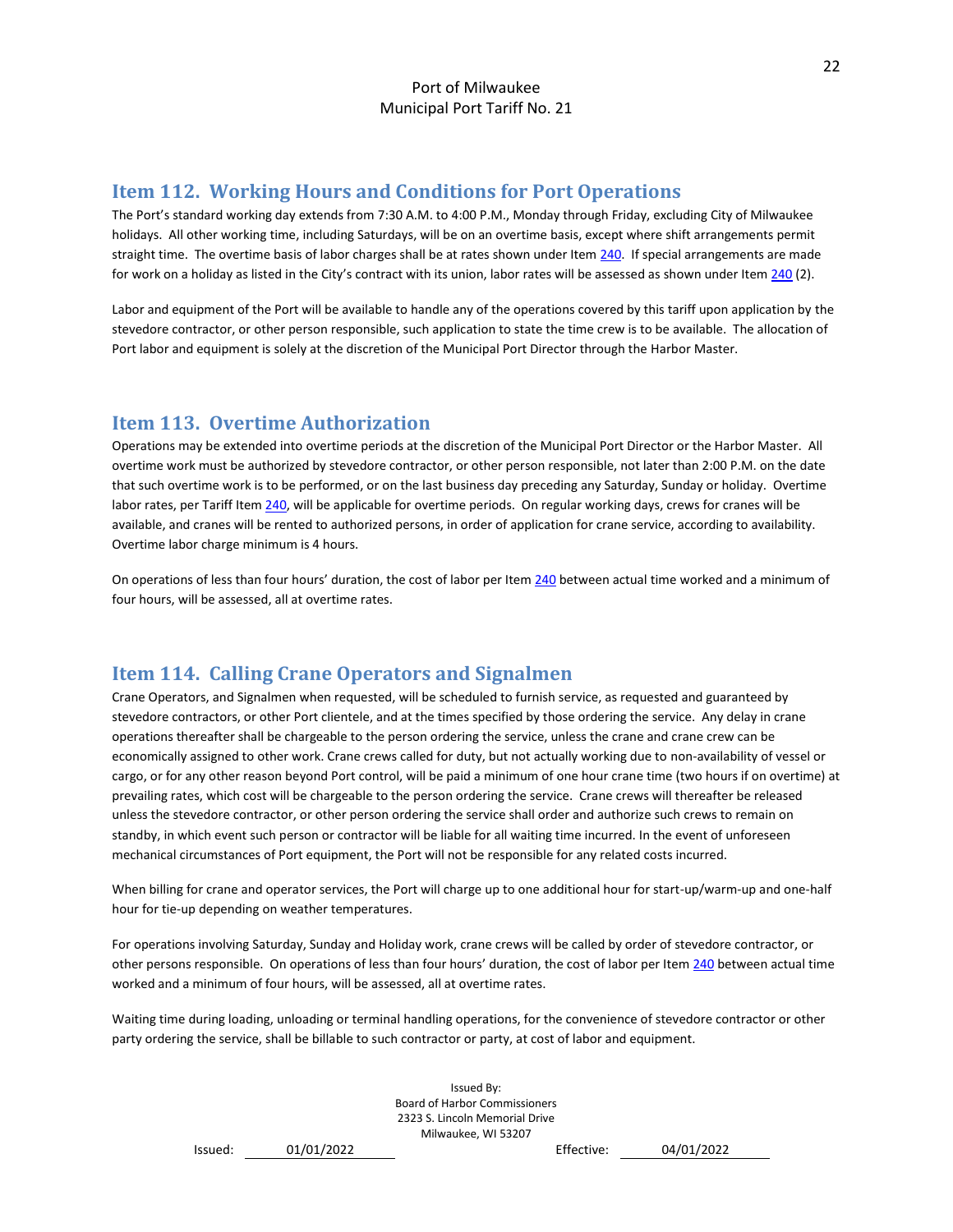## Item 112. Working Hours and Conditions for Port Operations

The Port's standard working day extends from 7:30 A.M. to 4:00 P.M., Monday through Friday, excluding City of Milwaukee holidays. All other working time, including Saturdays, will be on an overtime basis, except where shift arrangements permit straight time. The overtime basis of labor charges shall be at rates shown under Item 240. If special arrangements are made for work on a holiday as listed in the City's contract with its union, labor rates will be assessed as shown under Item 240 (2).

Labor and equipment of the Port will be available to handle any of the operations covered by this tariff upon application by the stevedore contractor, or other person responsible, such application to state the time crew is to be available. The allocation of Port labor and equipment is solely at the discretion of the Municipal Port Director through the Harbor Master.

## Item 113. Overtime Authorization

Operations may be extended into overtime periods at the discretion of the Municipal Port Director or the Harbor Master. All overtime work must be authorized by stevedore contractor, or other person responsible, not later than 2:00 P.M. on the date that such overtime work is to be performed, or on the last business day preceding any Saturday, Sunday or holiday. Overtime labor rates, per Tariff Item 240, will be applicable for overtime periods. On regular working days, crews for cranes will be available, and cranes will be rented to authorized persons, in order of application for crane service, according to availability. Overtime labor charge minimum is 4 hours.

On operations of less than four hours' duration, the cost of labor per Item 240 between actual time worked and a minimum of four hours, will be assessed, all at overtime rates.

## Item 114. Calling Crane Operators and Signalmen

Crane Operators, and Signalmen when requested, will be scheduled to furnish service, as requested and guaranteed by stevedore contractors, or other Port clientele, and at the times specified by those ordering the service. Any delay in crane operations thereafter shall be chargeable to the person ordering the service, unless the crane and crane crew can be economically assigned to other work. Crane crews called for duty, but not actually working due to non-availability of vessel or cargo, or for any other reason beyond Port control, will be paid a minimum of one hour crane time (two hours if on overtime) at prevailing rates, which cost will be chargeable to the person ordering the service. Crane crews will thereafter be released unless the stevedore contractor, or other person ordering the service shall order and authorize such crews to remain on standby, in which event such person or contractor will be liable for all waiting time incurred. In the event of unforeseen mechanical circumstances of Port equipment, the Port will not be responsible for any related costs incurred.

When billing for crane and operator services, the Port will charge up to one additional hour for start-up/warm-up and one-half hour for tie-up depending on weather temperatures.

For operations involving Saturday, Sunday and Holiday work, crane crews will be called by order of stevedore contractor, or other persons responsible. On operations of less than four hours' duration, the cost of labor per Item 240 between actual time worked and a minimum of four hours, will be assessed, all at overtime rates.

Waiting time during loading, unloading or terminal handling operations, for the convenience of stevedore contractor or other party ordering the service, shall be billable to such contractor or party, at cost of labor and equipment.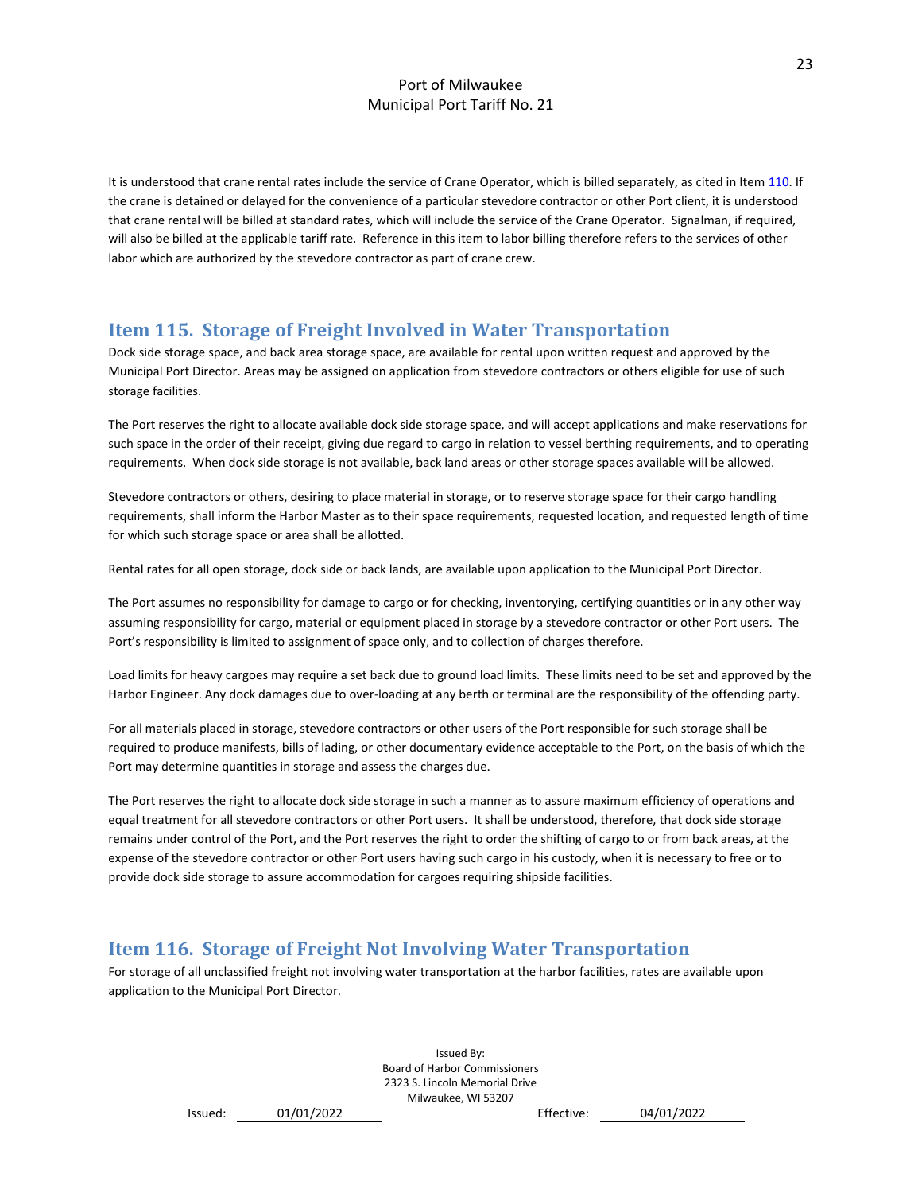It is understood that crane rental rates include the service of Crane Operator, which is billed separately, as cited in Item 110. If the crane is detained or delayed for the convenience of a particular stevedore contractor or other Port client, it is understood that crane rental will be billed at standard rates, which will include the service of the Crane Operator. Signalman, if required, will also be billed at the applicable tariff rate. Reference in this item to labor billing therefore refers to the services of other labor which are authorized by the stevedore contractor as part of crane crew.

## Item 115. Storage of Freight Involved in Water Transportation

Dock side storage space, and back area storage space, are available for rental upon written request and approved by the Municipal Port Director. Areas may be assigned on application from stevedore contractors or others eligible for use of such storage facilities.

The Port reserves the right to allocate available dock side storage space, and will accept applications and make reservations for such space in the order of their receipt, giving due regard to cargo in relation to vessel berthing requirements, and to operating requirements. When dock side storage is not available, back land areas or other storage spaces available will be allowed.

Stevedore contractors or others, desiring to place material in storage, or to reserve storage space for their cargo handling requirements, shall inform the Harbor Master as to their space requirements, requested location, and requested length of time for which such storage space or area shall be allotted.

Rental rates for all open storage, dock side or back lands, are available upon application to the Municipal Port Director.

The Port assumes no responsibility for damage to cargo or for checking, inventorying, certifying quantities or in any other way assuming responsibility for cargo, material or equipment placed in storage by a stevedore contractor or other Port users. The Port's responsibility is limited to assignment of space only, and to collection of charges therefore.

Load limits for heavy cargoes may require a set back due to ground load limits. These limits need to be set and approved by the Harbor Engineer. Any dock damages due to over-loading at any berth or terminal are the responsibility of the offending party.

For all materials placed in storage, stevedore contractors or other users of the Port responsible for such storage shall be required to produce manifests, bills of lading, or other documentary evidence acceptable to the Port, on the basis of which the Port may determine quantities in storage and assess the charges due.

The Port reserves the right to allocate dock side storage in such a manner as to assure maximum efficiency of operations and equal treatment for all stevedore contractors or other Port users. It shall be understood, therefore, that dock side storage remains under control of the Port, and the Port reserves the right to order the shifting of cargo to or from back areas, at the expense of the stevedore contractor or other Port users having such cargo in his custody, when it is necessary to free or to provide dock side storage to assure accommodation for cargoes requiring shipside facilities.

## Item 116. Storage of Freight Not Involving Water Transportation

For storage of all unclassified freight not involving water transportation at the harbor facilities, rates are available upon application to the Municipal Port Director.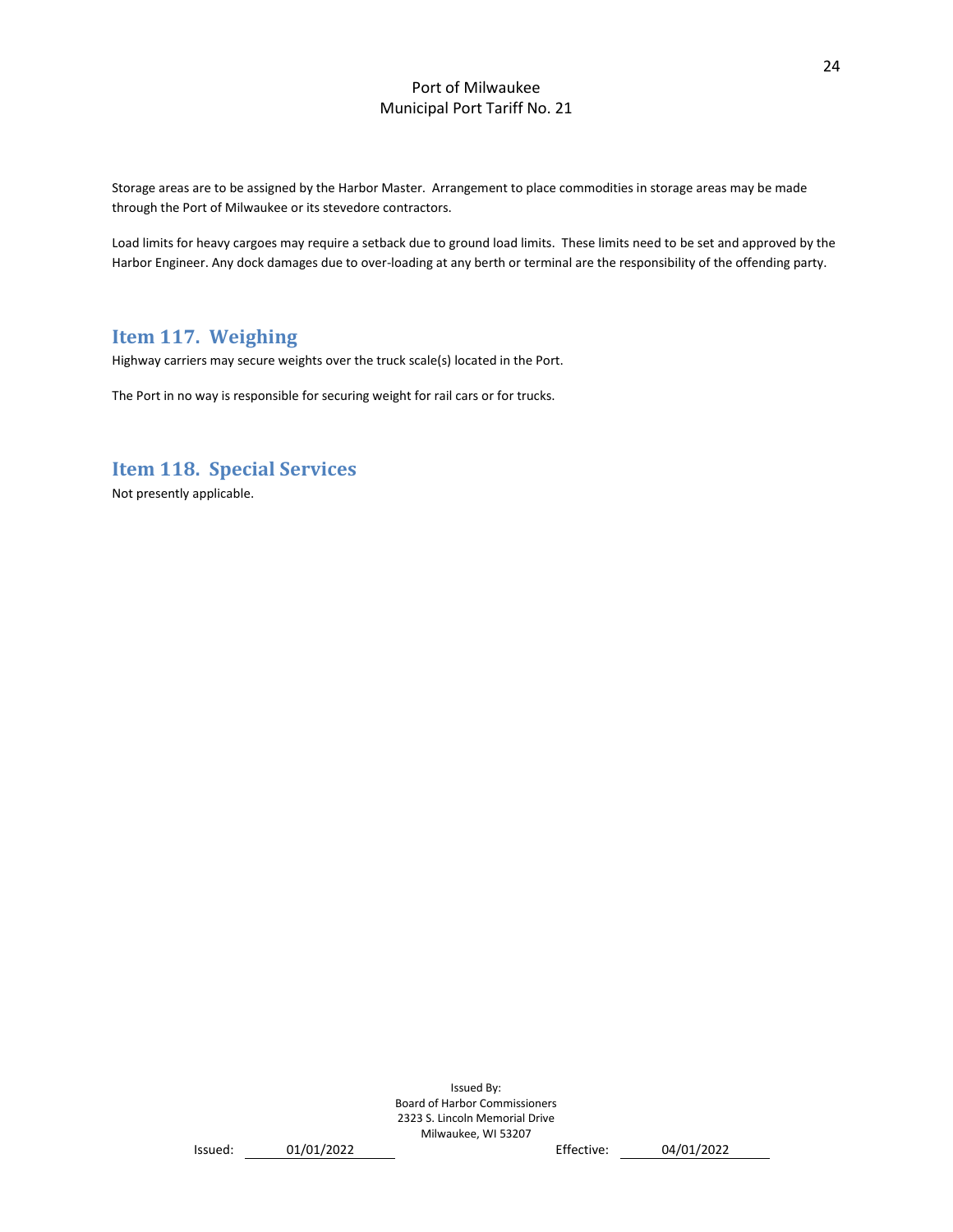Storage areas are to be assigned by the Harbor Master. Arrangement to place commodities in storage areas may be made through the Port of Milwaukee or its stevedore contractors.

Load limits for heavy cargoes may require a setback due to ground load limits. These limits need to be set and approved by the Harbor Engineer. Any dock damages due to over-loading at any berth or terminal are the responsibility of the offending party.

## Item 117. Weighing

Highway carriers may secure weights over the truck scale(s) located in the Port.

The Port in no way is responsible for securing weight for rail cars or for trucks.

## Item 118. Special Services

Not presently applicable.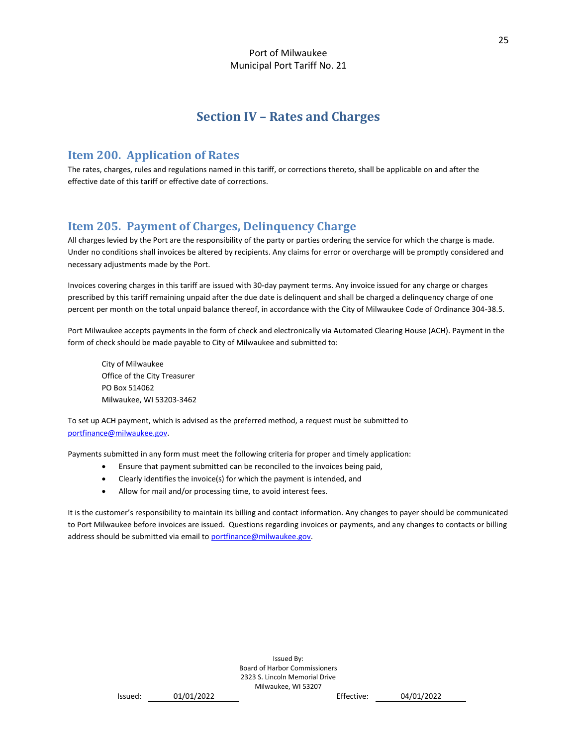# Section IV – Rates and Charges

## Item 200. Application of Rates

The rates, charges, rules and regulations named in this tariff, or corrections thereto, shall be applicable on and after the effective date of this tariff or effective date of corrections.

## Item 205. Payment of Charges, Delinquency Charge

All charges levied by the Port are the responsibility of the party or parties ordering the service for which the charge is made. Under no conditions shall invoices be altered by recipients. Any claims for error or overcharge will be promptly considered and necessary adjustments made by the Port.

Invoices covering charges in this tariff are issued with 30-day payment terms. Any invoice issued for any charge or charges prescribed by this tariff remaining unpaid after the due date is delinquent and shall be charged a delinquency charge of one percent per month on the total unpaid balance thereof, in accordance with the City of Milwaukee Code of Ordinance 304-38.5.

Port Milwaukee accepts payments in the form of check and electronically via Automated Clearing House (ACH). Payment in the form of check should be made payable to City of Milwaukee and submitted to:

> City of Milwaukee
> Office of the City Treasurer
> PO Box 514062
> Milwaukee, WI 53203-3462

To set up ACH payment, which is advised as the preferred method, a request must be submitted to portfinance@milwaukee.gov.

Payments submitted in any form must meet the following criteria for proper and timely application:

- Ensure that payment submitted can be reconciled to the invoices being paid,
- Clearly identifies the invoice(s) for which the payment is intended, and
- Allow for mail and/or processing time, to avoid interest fees.

It is the customer's responsibility to maintain its billing and contact information. Any changes to payer should be communicated to Port Milwaukee before invoices are issued. Questions regarding invoices or payments, and any changes to contacts or billing address should be submitted via email to portfinance@milwaukee.gov.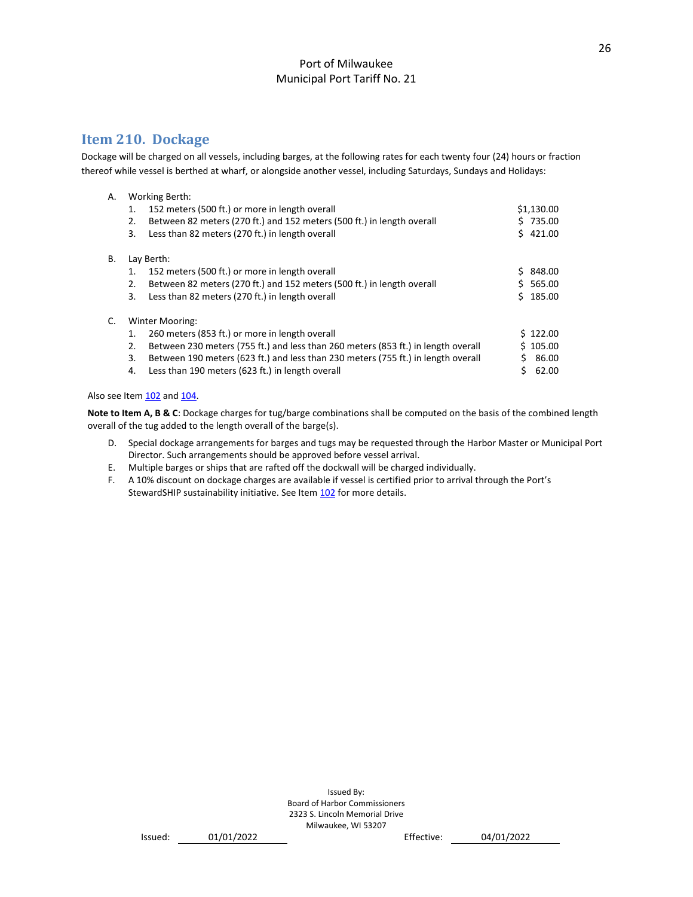Port of Milwaukee
Municipal Port Tariff No. 21

## Item 210. Dockage

Dockage will be charged on all vessels, including barges, at the following rates for each twenty four (24) hours or fraction thereof while vessel is berthed at wharf, or alongside another vessel, including Saturdays, Sundays and Holidays:

A. Working Berth:

| | | |
|---|---|---|
| 1. | 152 meters (500 ft.) or more in length overall | $1,130.00 |
| 2. | Between 82 meters (270 ft.) and 152 meters (500 ft.) in length overall | $ 735.00 |
| 3. | Less than 82 meters (270 ft.) in length overall | $ 421.00 |

B. Lay Berth:

| | | |
|---|---|---|
| 1. | 152 meters (500 ft.) or more in length overall | $ 848.00 |
| 2. | Between 82 meters (270 ft.) and 152 meters (500 ft.) in length overall | $ 565.00 |
| 3. | Less than 82 meters (270 ft.) in length overall | $ 185.00 |

C. Winter Mooring:

| | | |
|---|---|---|
| 1. | 260 meters (853 ft.) or more in length overall | $ 122.00 |
| 2. | Between 230 meters (755 ft.) and less than 260 meters (853 ft.) in length overall | $ 105.00 |
| 3. | Between 190 meters (623 ft.) and less than 230 meters (755 ft.) in length overall | $ 86.00 |
| 4. | Less than 190 meters (623 ft.) in length overall | $ 62.00 |

Also see Item 102 and 104.

**Note to Item A, B & C**: Dockage charges for tug/barge combinations shall be computed on the basis of the combined length overall of the tug added to the length overall of the barge(s).

D. Special dockage arrangements for barges and tugs may be requested through the Harbor Master or Municipal Port Director. Such arrangements should be approved before vessel arrival.

E. Multiple barges or ships that are rafted off the dockwall will be charged individually.

F. A 10% discount on dockage charges are available if vessel is certified prior to arrival through the Port's StewardSHIP sustainability initiative. See Item 102 for more details.

Issued By:
Board of Harbor Commissioners
2323 S. Lincoln Memorial Drive
Milwaukee, WI 53207

Issued: 01/01/2022 Effective: 04/01/2022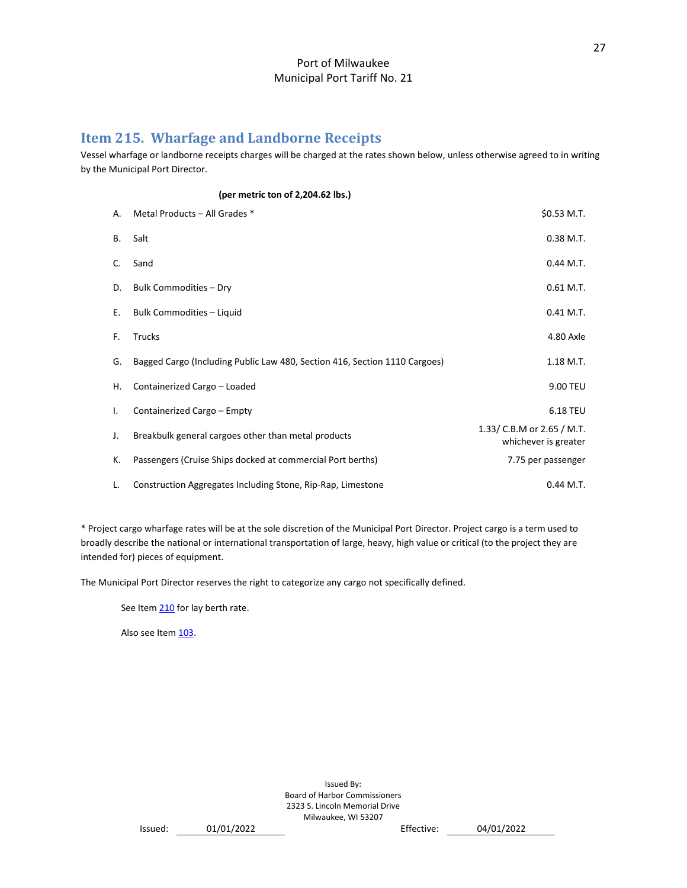## Item 215. Wharfage and Landborne Receipts

Vessel wharfage or landborne receipts charges will be charged at the rates shown below, unless otherwise agreed to in writing by the Municipal Port Director.

| | **(per metric ton of 2,204.62 lbs.)** | |
|---|---|---|
| A. | Metal Products – All Grades * | $0.53 M.T. |
| B. | Salt | 0.38 M.T. |
| C. | Sand | 0.44 M.T. |
| D. | Bulk Commodities – Dry | 0.61 M.T. |
| E. | Bulk Commodities – Liquid | 0.41 M.T. |
| F. | Trucks | 4.80 Axle |
| G. | Bagged Cargo (Including Public Law 480, Section 416, Section 1110 Cargoes) | 1.18 M.T. |
| H. | Containerized Cargo – Loaded | 9.00 TEU |
| I. | Containerized Cargo – Empty | 6.18 TEU |
| J. | Breakbulk general cargoes other than metal products | 1.33/ C.B.M or 2.65 / M.T. whichever is greater |
| K. | Passengers (Cruise Ships docked at commercial Port berths) | 7.75 per passenger |
| L. | Construction Aggregates Including Stone, Rip-Rap, Limestone | 0.44 M.T. |

* Project cargo wharfage rates will be at the sole discretion of the Municipal Port Director. Project cargo is a term used to broadly describe the national or international transportation of large, heavy, high value or critical (to the project they are intended for) pieces of equipment.

The Municipal Port Director reserves the right to categorize any cargo not specifically defined.

See Item 210 for lay berth rate.

Also see Item 103.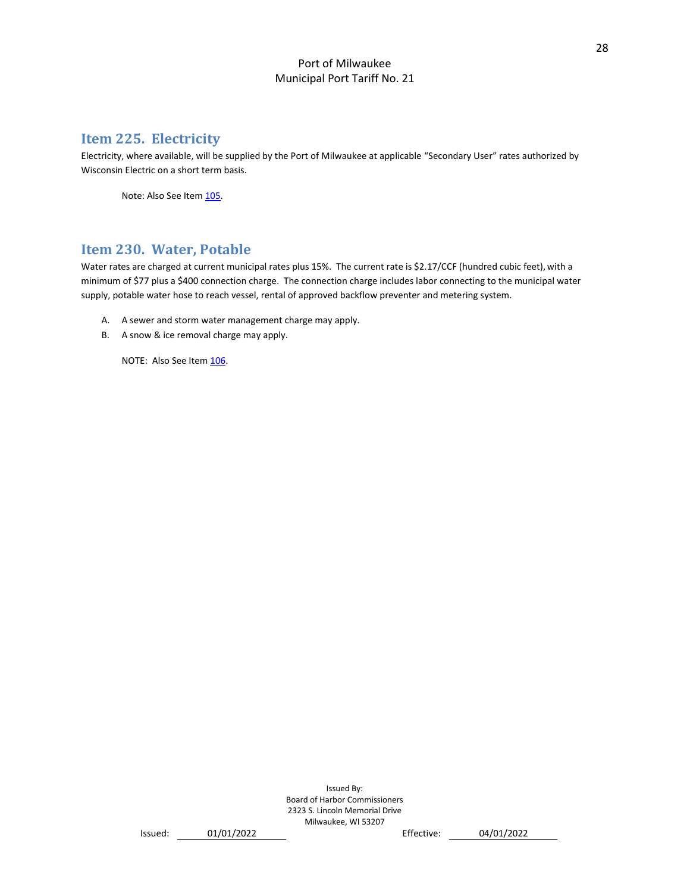## Item 225. Electricity

Electricity, where available, will be supplied by the Port of Milwaukee at applicable "Secondary User" rates authorized by Wisconsin Electric on a short term basis.

Note: Also See Item 105.

## Item 230. Water, Potable

Water rates are charged at current municipal rates plus 15%. The current rate is $2.17/CCF (hundred cubic feet), with a minimum of $77 plus a $400 connection charge. The connection charge includes labor connecting to the municipal water supply, potable water hose to reach vessel, rental of approved backflow preventer and metering system.

A. A sewer and storm water management charge may apply.

B. A snow & ice removal charge may apply.

NOTE: Also See Item 106.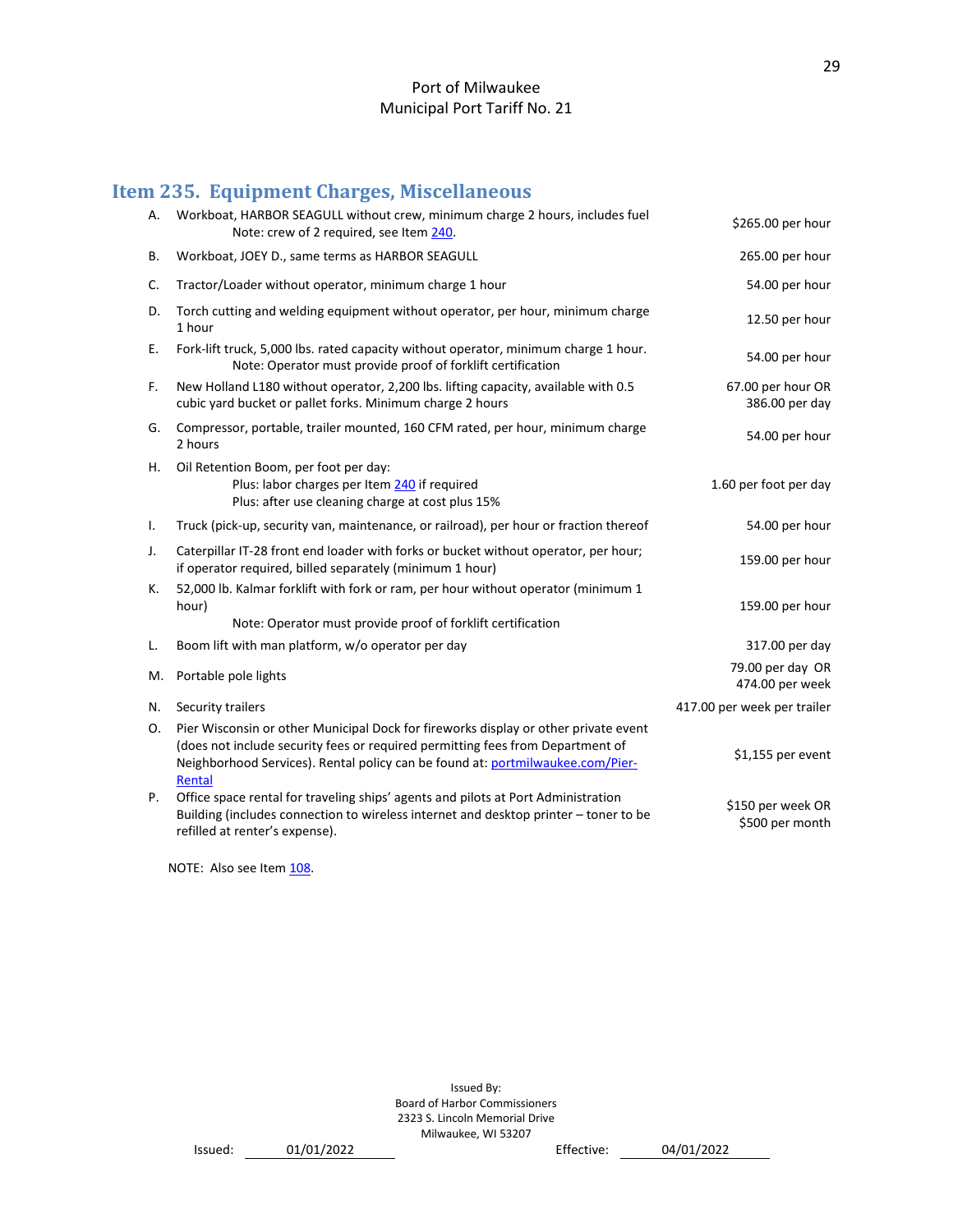Port of Milwaukee
Municipal Port Tariff No. 21

## Item 235. Equipment Charges, Miscellaneous

| | Description | Rate |
|---|---|---|
| A. | Workboat, HARBOR SEAGULL without crew, minimum charge 2 hours, includes fuel<br>Note: crew of 2 required, see Item 240. | $265.00 per hour |
| B. | Workboat, JOEY D., same terms as HARBOR SEAGULL | 265.00 per hour |
| C. | Tractor/Loader without operator, minimum charge 1 hour | 54.00 per hour |
| D. | Torch cutting and welding equipment without operator, per hour, minimum charge 1 hour | 12.50 per hour |
| E. | Fork-lift truck, 5,000 lbs. rated capacity without operator, minimum charge 1 hour.<br>Note: Operator must provide proof of forklift certification | 54.00 per hour |
| F. | New Holland L180 without operator, 2,200 lbs. lifting capacity, available with 0.5 cubic yard bucket or pallet forks. Minimum charge 2 hours | 67.00 per hour OR<br>386.00 per day |
| G. | Compressor, portable, trailer mounted, 160 CFM rated, per hour, minimum charge 2 hours | 54.00 per hour |
| H. | Oil Retention Boom, per foot per day:<br>Plus: labor charges per Item 240 if required<br>Plus: after use cleaning charge at cost plus 15% | 1.60 per foot per day |
| I. | Truck (pick-up, security van, maintenance, or railroad), per hour or fraction thereof | 54.00 per hour |
| J. | Caterpillar IT-28 front end loader with forks or bucket without operator, per hour; if operator required, billed separately (minimum 1 hour) | 159.00 per hour |
| K. | 52,000 lb. Kalmar forklift with fork or ram, per hour without operator (minimum 1 hour)<br>Note: Operator must provide proof of forklift certification | 159.00 per hour |
| L. | Boom lift with man platform, w/o operator per day | 317.00 per day |
| M. | Portable pole lights | 79.00 per day OR<br>474.00 per week |
| N. | Security trailers | 417.00 per week per trailer |
| O. | Pier Wisconsin or other Municipal Dock for fireworks display or other private event (does not include security fees or required permitting fees from Department of Neighborhood Services). Rental policy can be found at: portmilwaukee.com/Pier-Rental | $1,155 per event |
| P. | Office space rental for traveling ships' agents and pilots at Port Administration Building (includes connection to wireless internet and desktop printer – toner to be refilled at renter's expense). | $150 per week OR<br>$500 per month |

NOTE: Also see Item 108.

Issued By:
Board of Harbor Commissioners
2323 S. Lincoln Memorial Drive
Milwaukee, WI 53207

Issued: 01/01/2022 Effective: 04/01/2022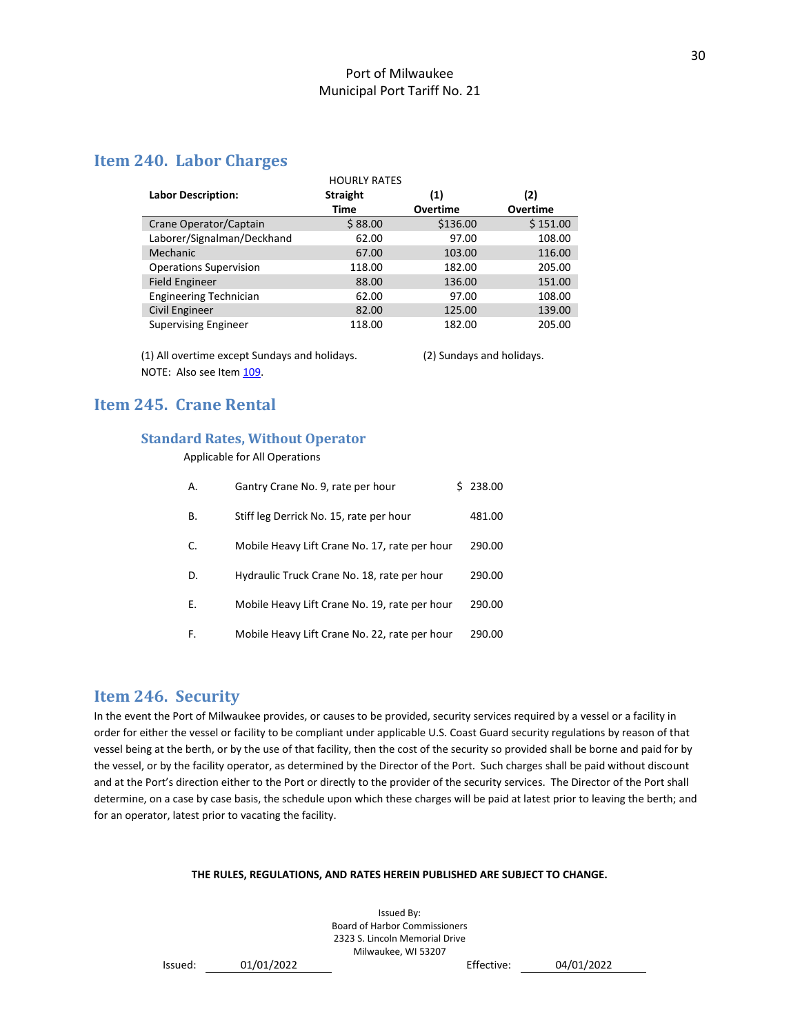Port of Milwaukee
Municipal Port Tariff No. 21

## Item 240. Labor Charges

| Labor Description: | HOURLY RATES Straight Time | (1) Overtime | (2) Overtime |
|---|---|---|---|
| Crane Operator/Captain | $ 88.00 | $136.00 | $ 151.00 |
| Laborer/Signalman/Deckhand | 62.00 | 97.00 | 108.00 |
| Mechanic | 67.00 | 103.00 | 116.00 |
| Operations Supervision | 118.00 | 182.00 | 205.00 |
| Field Engineer | 88.00 | 136.00 | 151.00 |
| Engineering Technician | 62.00 | 97.00 | 108.00 |
| Civil Engineer | 82.00 | 125.00 | 139.00 |
| Supervising Engineer | 118.00 | 182.00 | 205.00 |

(1) All overtime except Sundays and holidays. (2) Sundays and holidays.

NOTE: Also see Item 109.

## Item 245. Crane Rental

### Standard Rates, Without Operator

Applicable for All Operations

| | | |
|---|---|---|
| A. | Gantry Crane No. 9, rate per hour | $ 238.00 |
| B. | Stiff leg Derrick No. 15, rate per hour | 481.00 |
| C. | Mobile Heavy Lift Crane No. 17, rate per hour | 290.00 |
| D. | Hydraulic Truck Crane No. 18, rate per hour | 290.00 |
| E. | Mobile Heavy Lift Crane No. 19, rate per hour | 290.00 |
| F. | Mobile Heavy Lift Crane No. 22, rate per hour | 290.00 |

## Item 246. Security

In the event the Port of Milwaukee provides, or causes to be provided, security services required by a vessel or a facility in order for either the vessel or facility to be compliant under applicable U.S. Coast Guard security regulations by reason of that vessel being at the berth, or by the use of that facility, then the cost of the security so provided shall be borne and paid for by the vessel, or by the facility operator, as determined by the Director of the Port. Such charges shall be paid without discount and at the Port's direction either to the Port or directly to the provider of the security services. The Director of the Port shall determine, on a case by case basis, the schedule upon which these charges will be paid at latest prior to leaving the berth; and for an operator, latest prior to vacating the facility.

**THE RULES, REGULATIONS, AND RATES HEREIN PUBLISHED ARE SUBJECT TO CHANGE.**

Issued By:
Board of Harbor Commissioners
2323 S. Lincoln Memorial Drive
Milwaukee, WI 53207

Issued: 01/01/2022 Effective: 04/01/2022